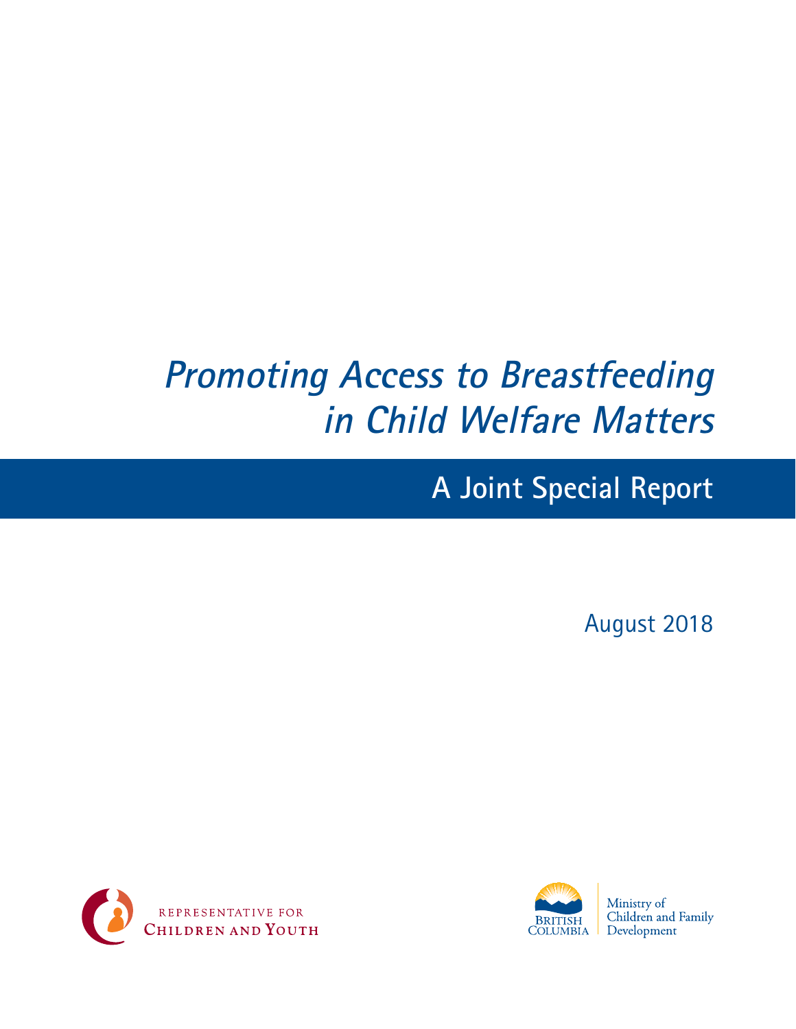# *Promoting Access to Breastfeeding in Child Welfare Matters*

## A Joint Special Report

August 2018

Representative for Children and Youth

British Columbia

Ministry of Children and Family Development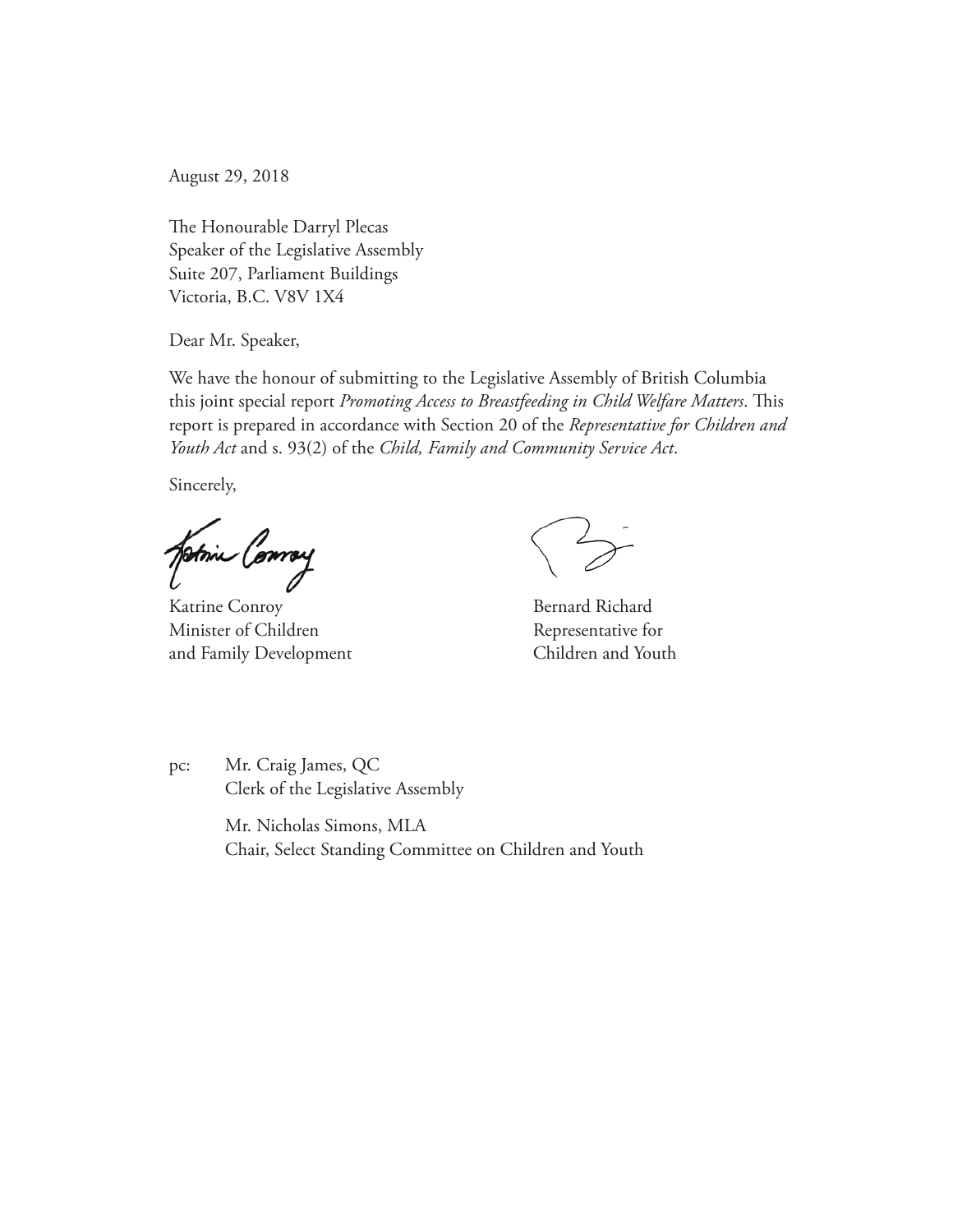August 29, 2018

The Honourable Darryl Plecas
Speaker of the Legislative Assembly
Suite 207, Parliament Buildings
Victoria, B.C. V8V 1X4

Dear Mr. Speaker,

We have the honour of submitting to the Legislative Assembly of British Columbia this joint special report *Promoting Access to Breastfeeding in Child Welfare Matters*. This report is prepared in accordance with Section 20 of the *Representative for Children and Youth Act* and s. 93(2) of the *Child, Family and Community Service Act*.

Sincerely,

Katrine Conroy
Minister of Children
and Family Development

Bernard Richard
Representative for
Children and Youth

pc: Mr. Craig James, QC
Clerk of the Legislative Assembly

Mr. Nicholas Simons, MLA
Chair, Select Standing Committee on Children and Youth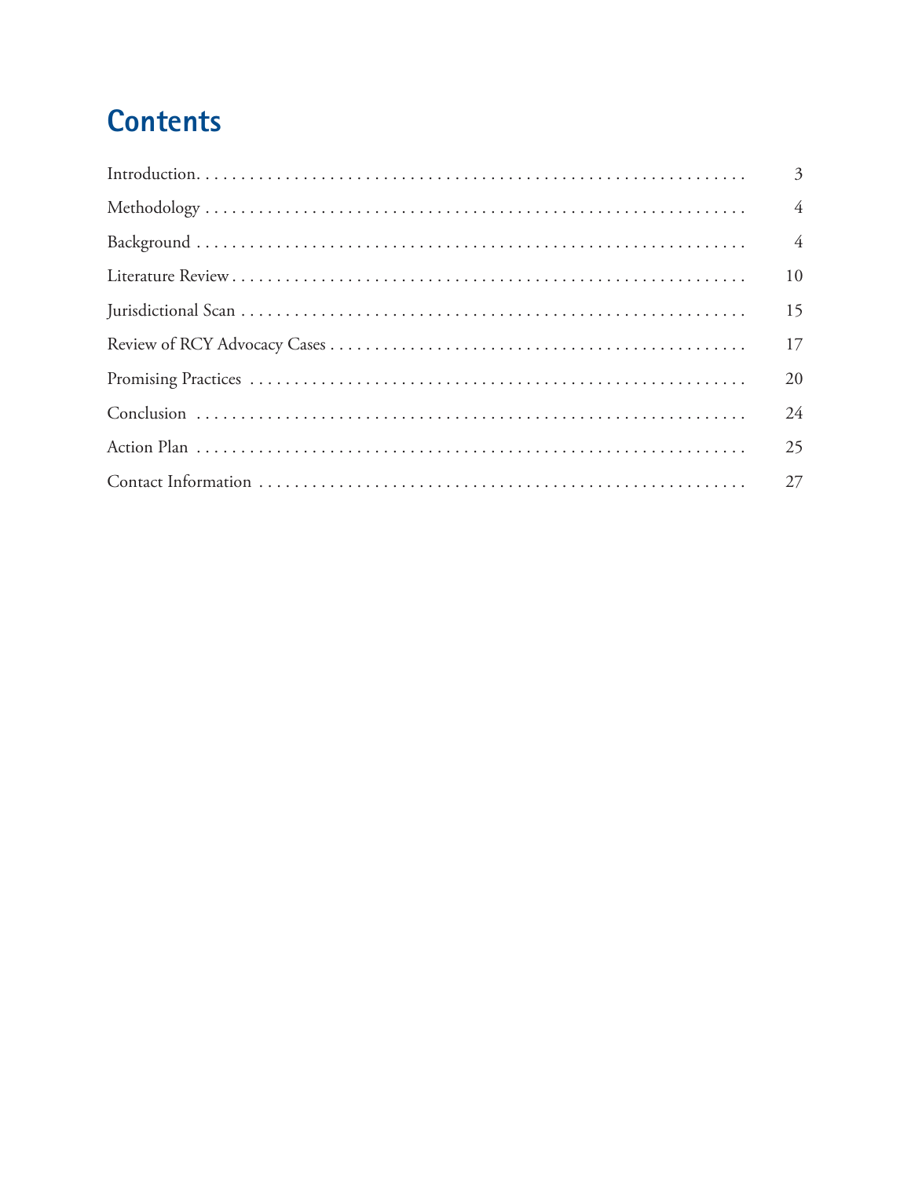# Contents

| | |
|---|---|
| Introduction | 3 |
| Methodology | 4 |
| Background | 4 |
| Literature Review | 10 |
| Jurisdictional Scan | 15 |
| Review of RCY Advocacy Cases | 17 |
| Promising Practices | 20 |
| Conclusion | 24 |
| Action Plan | 25 |
| Contact Information | 27 |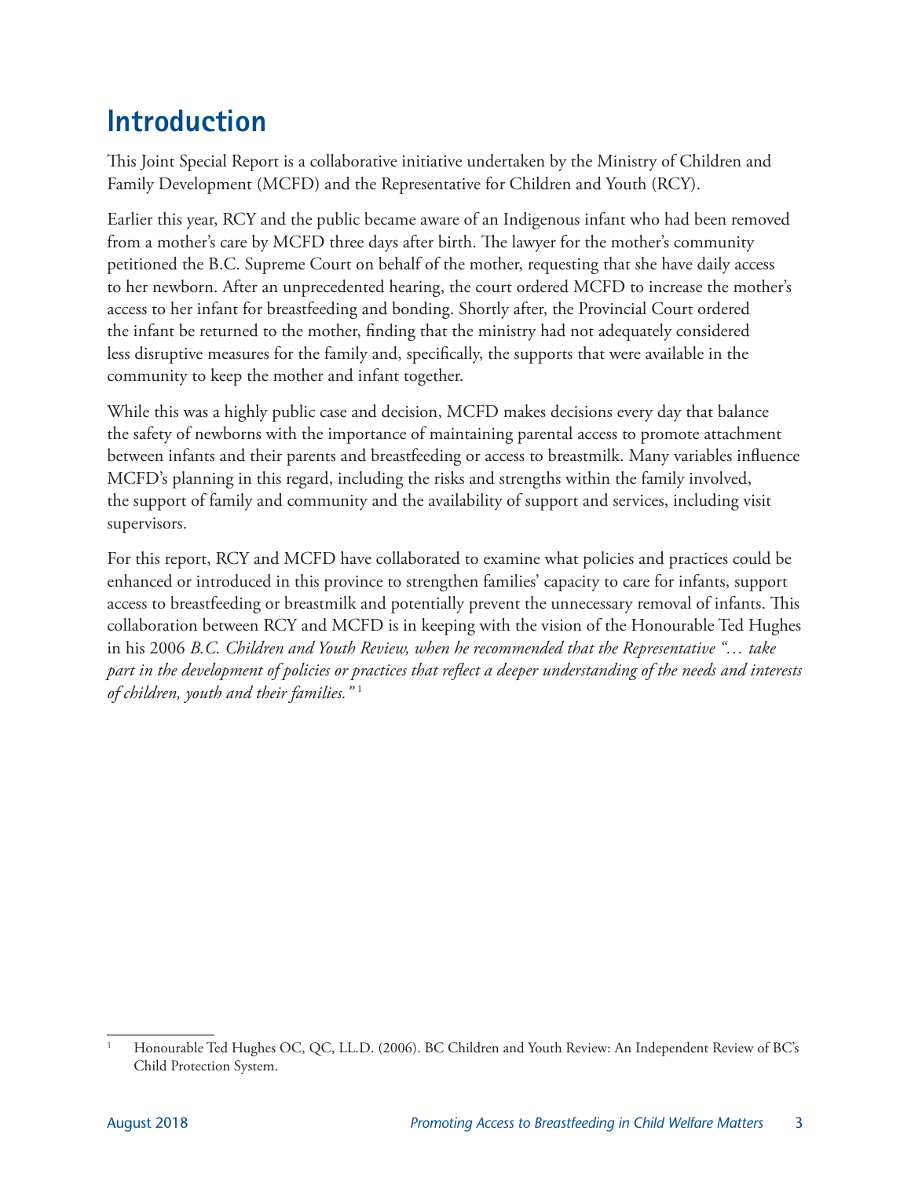# Introduction

This Joint Special Report is a collaborative initiative undertaken by the Ministry of Children and Family Development (MCFD) and the Representative for Children and Youth (RCY).

Earlier this year, RCY and the public became aware of an Indigenous infant who had been removed from a mother's care by MCFD three days after birth. The lawyer for the mother's community petitioned the B.C. Supreme Court on behalf of the mother, requesting that she have daily access to her newborn. After an unprecedented hearing, the court ordered MCFD to increase the mother's access to her infant for breastfeeding and bonding. Shortly after, the Provincial Court ordered the infant be returned to the mother, finding that the ministry had not adequately considered less disruptive measures for the family and, specifically, the supports that were available in the community to keep the mother and infant together.

While this was a highly public case and decision, MCFD makes decisions every day that balance the safety of newborns with the importance of maintaining parental access to promote attachment between infants and their parents and breastfeeding or access to breastmilk. Many variables influence MCFD's planning in this regard, including the risks and strengths within the family involved, the support of family and community and the availability of support and services, including visit supervisors.

For this report, RCY and MCFD have collaborated to examine what policies and practices could be enhanced or introduced in this province to strengthen families' capacity to care for infants, support access to breastfeeding or breastmilk and potentially prevent the unnecessary removal of infants. This collaboration between RCY and MCFD is in keeping with the vision of the Honourable Ted Hughes in his 2006 *B.C. Children and Youth Review, when he recommended that the Representative "… take part in the development of policies or practices that reflect a deeper understanding of the needs and interests of children, youth and their families."* [1]

---

[1] Honourable Ted Hughes OC, QC, LL.D. (2006). BC Children and Youth Review: An Independent Review of BC's Child Protection System.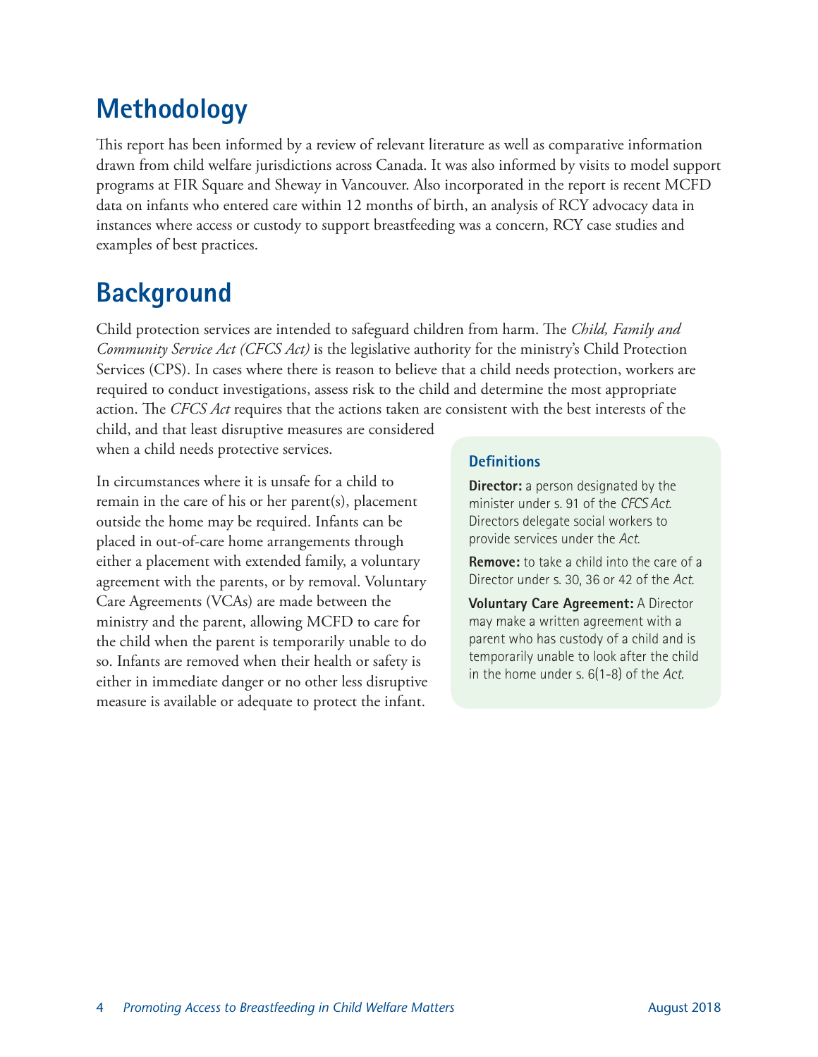# Methodology

This report has been informed by a review of relevant literature as well as comparative information drawn from child welfare jurisdictions across Canada. It was also informed by visits to model support programs at FIR Square and Sheway in Vancouver. Also incorporated in the report is recent MCFD data on infants who entered care within 12 months of birth, an analysis of RCY advocacy data in instances where access or custody to support breastfeeding was a concern, RCY case studies and examples of best practices.

# Background

Child protection services are intended to safeguard children from harm. The *Child, Family and Community Service Act (CFCS Act)* is the legislative authority for the ministry's Child Protection Services (CPS). In cases where there is reason to believe that a child needs protection, workers are required to conduct investigations, assess risk to the child and determine the most appropriate action. The *CFCS Act* requires that the actions taken are consistent with the best interests of the child, and that least disruptive measures are considered when a child needs protective services.

In circumstances where it is unsafe for a child to remain in the care of his or her parent(s), placement outside the home may be required. Infants can be placed in out-of-care home arrangements through either a placement with extended family, a voluntary agreement with the parents, or by removal. Voluntary Care Agreements (VCAs) are made between the ministry and the parent, allowing MCFD to care for the child when the parent is temporarily unable to do so. Infants are removed when their health or safety is either in immediate danger or no other less disruptive measure is available or adequate to protect the infant.

### Definitions

**Director:** a person designated by the minister under s. 91 of the *CFCS Act*. Directors delegate social workers to provide services under the *Act*.

**Remove:** to take a child into the care of a Director under s. 30, 36 or 42 of the *Act*.

**Voluntary Care Agreement:** A Director may make a written agreement with a parent who has custody of a child and is temporarily unable to look after the child in the home under s. 6(1-8) of the *Act*.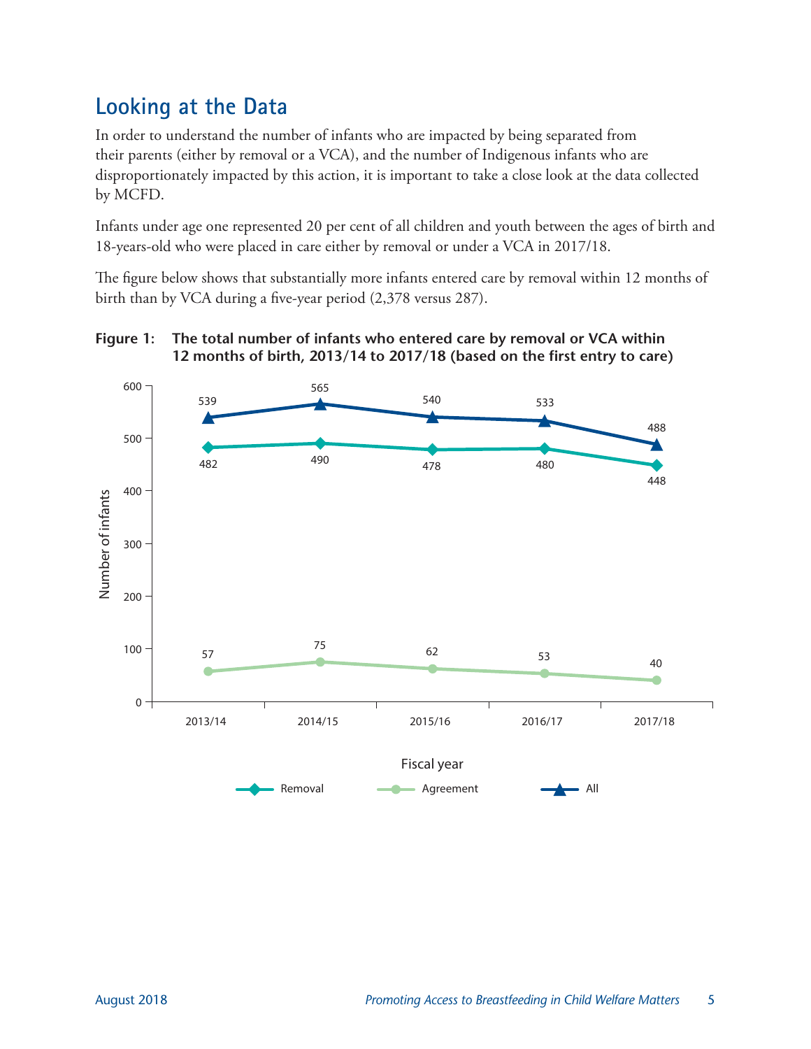## Looking at the Data

In order to understand the number of infants who are impacted by being separated from their parents (either by removal or a VCA), and the number of Indigenous infants who are disproportionately impacted by this action, it is important to take a close look at the data collected by MCFD.

Infants under age one represented 20 per cent of all children and youth between the ages of birth and 18-years-old who were placed in care either by removal or under a VCA in 2017/18.

The figure below shows that substantially more infants entered care by removal within 12 months of birth than by VCA during a five-year period (2,378 versus 287).

**Figure 1: The total number of infants who entered care by removal or VCA within 12 months of birth, 2013/14 to 2017/18 (based on the first entry to care)**

| Fiscal year | Removal | Agreement | All |
|---|---|---|---|
| 2013/14 | 482 | 57 | 539 |
| 2014/15 | 490 | 75 | 565 |
| 2015/16 | 478 | 62 | 540 |
| 2016/17 | 480 | 53 | 533 |
| 2017/18 | 448 | 40 | 488 |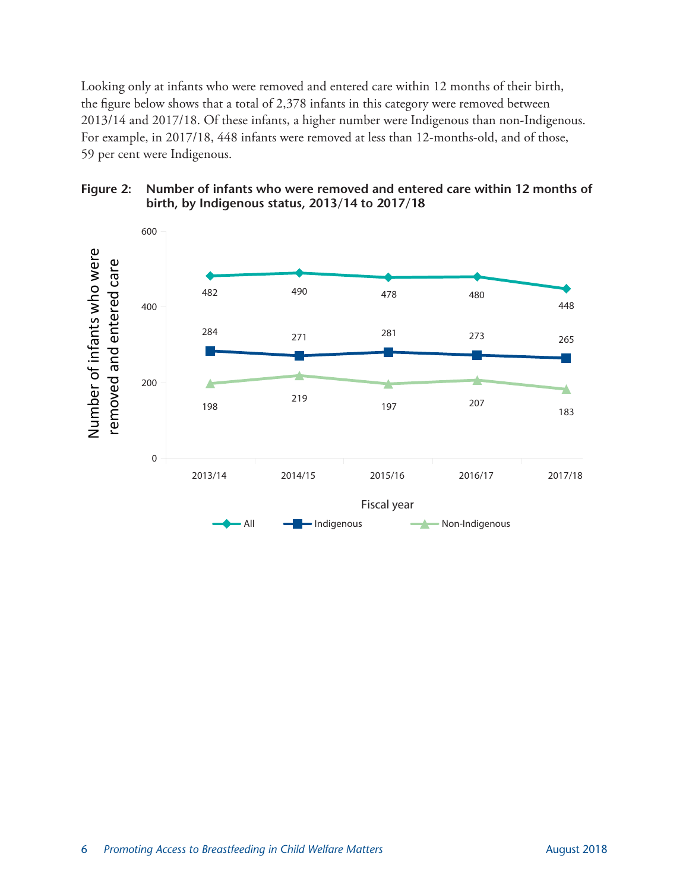Looking only at infants who were removed and entered care within 12 months of their birth, the figure below shows that a total of 2,378 infants in this category were removed between 2013/14 and 2017/18. Of these infants, a higher number were Indigenous than non-Indigenous. For example, in 2017/18, 448 infants were removed at less than 12-months-old, and of those, 59 per cent were Indigenous.

**Figure 2: Number of infants who were removed and entered care within 12 months of birth, by Indigenous status, 2013/14 to 2017/18**

| Fiscal year | All | Indigenous | Non-Indigenous |
|---|---|---|---|
| 2013/14 | 482 | 284 | 198 |
| 2014/15 | 490 | 271 | 219 |
| 2015/16 | 478 | 281 | 197 |
| 2016/17 | 480 | 273 | 207 |
| 2017/18 | 448 | 265 | 183 |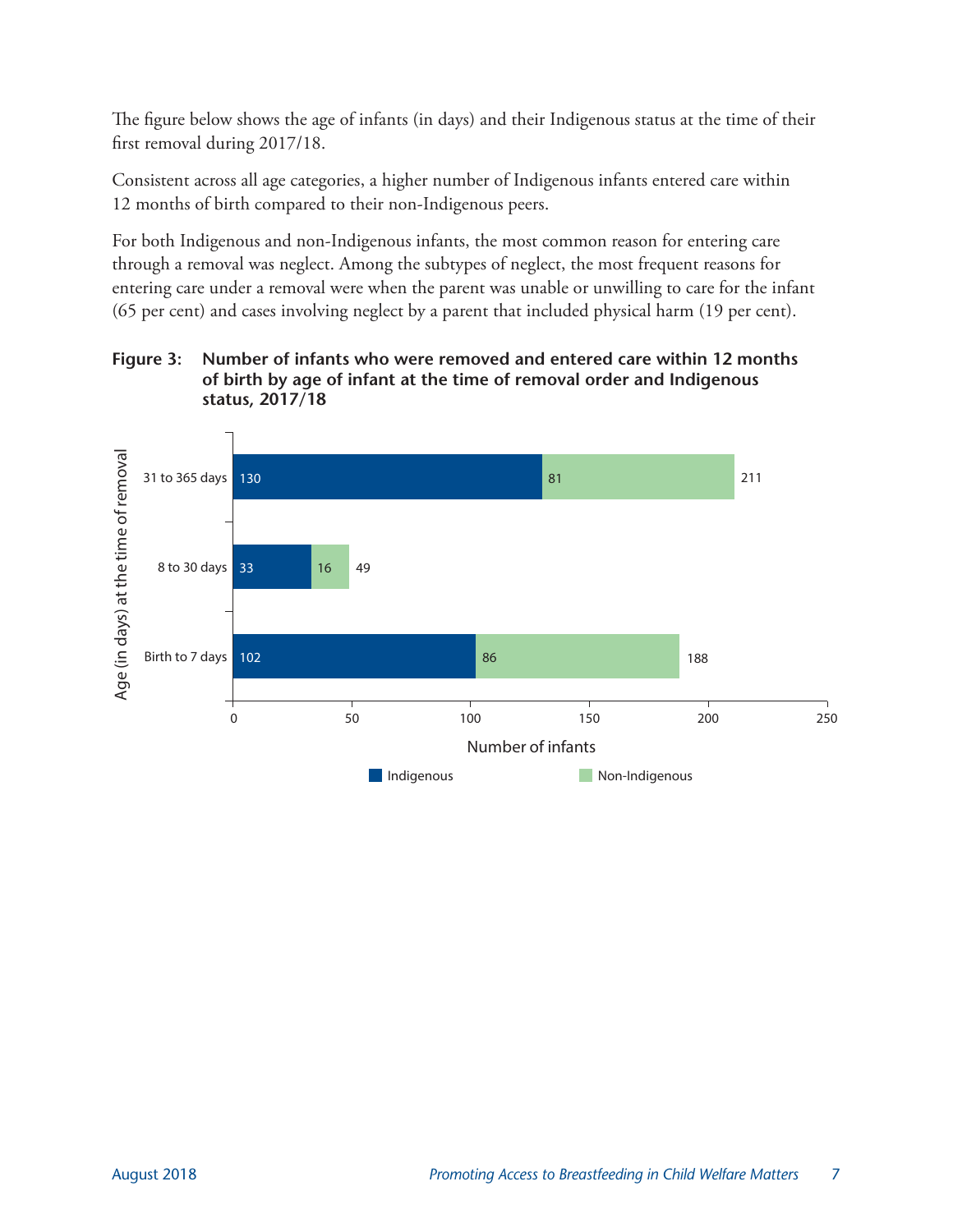The figure below shows the age of infants (in days) and their Indigenous status at the time of their first removal during 2017/18.

Consistent across all age categories, a higher number of Indigenous infants entered care within 12 months of birth compared to their non-Indigenous peers.

For both Indigenous and non-Indigenous infants, the most common reason for entering care through a removal was neglect. Among the subtypes of neglect, the most frequent reasons for entering care under a removal were when the parent was unable or unwilling to care for the infant (65 per cent) and cases involving neglect by a parent that included physical harm (19 per cent).

**Figure 3: Number of infants who were removed and entered care within 12 months of birth by age of infant at the time of removal order and Indigenous status, 2017/18**

| Age (in days) at the time of removal | Indigenous | Non-Indigenous | Total |
|---|---|---|---|
| 31 to 365 days | 130 | 81 | 211 |
| 8 to 30 days | 33 | 16 | 49 |
| Birth to 7 days | 102 | 86 | 188 |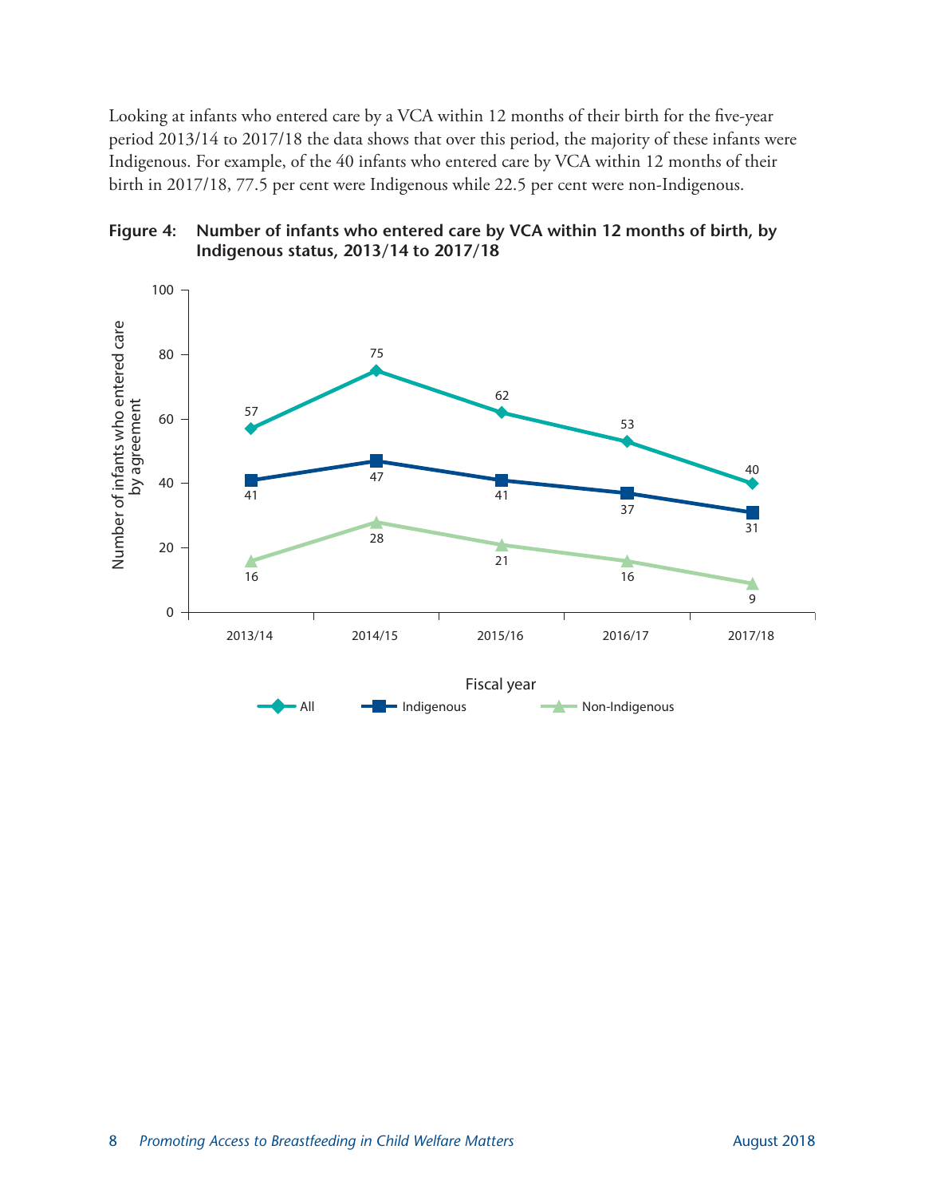Looking at infants who entered care by a VCA within 12 months of their birth for the five-year period 2013/14 to 2017/18 the data shows that over this period, the majority of these infants were Indigenous. For example, of the 40 infants who entered care by VCA within 12 months of their birth in 2017/18, 77.5 per cent were Indigenous while 22.5 per cent were non-Indigenous.

**Figure 4: Number of infants who entered care by VCA within 12 months of birth, by Indigenous status, 2013/14 to 2017/18**

| Fiscal year | All | Indigenous | Non-Indigenous |
|---|---|---|---|
| 2013/14 | 57 | 41 | 16 |
| 2014/15 | 75 | 47 | 28 |
| 2015/16 | 62 | 41 | 21 |
| 2016/17 | 53 | 37 | 16 |
| 2017/18 | 40 | 31 | 9 |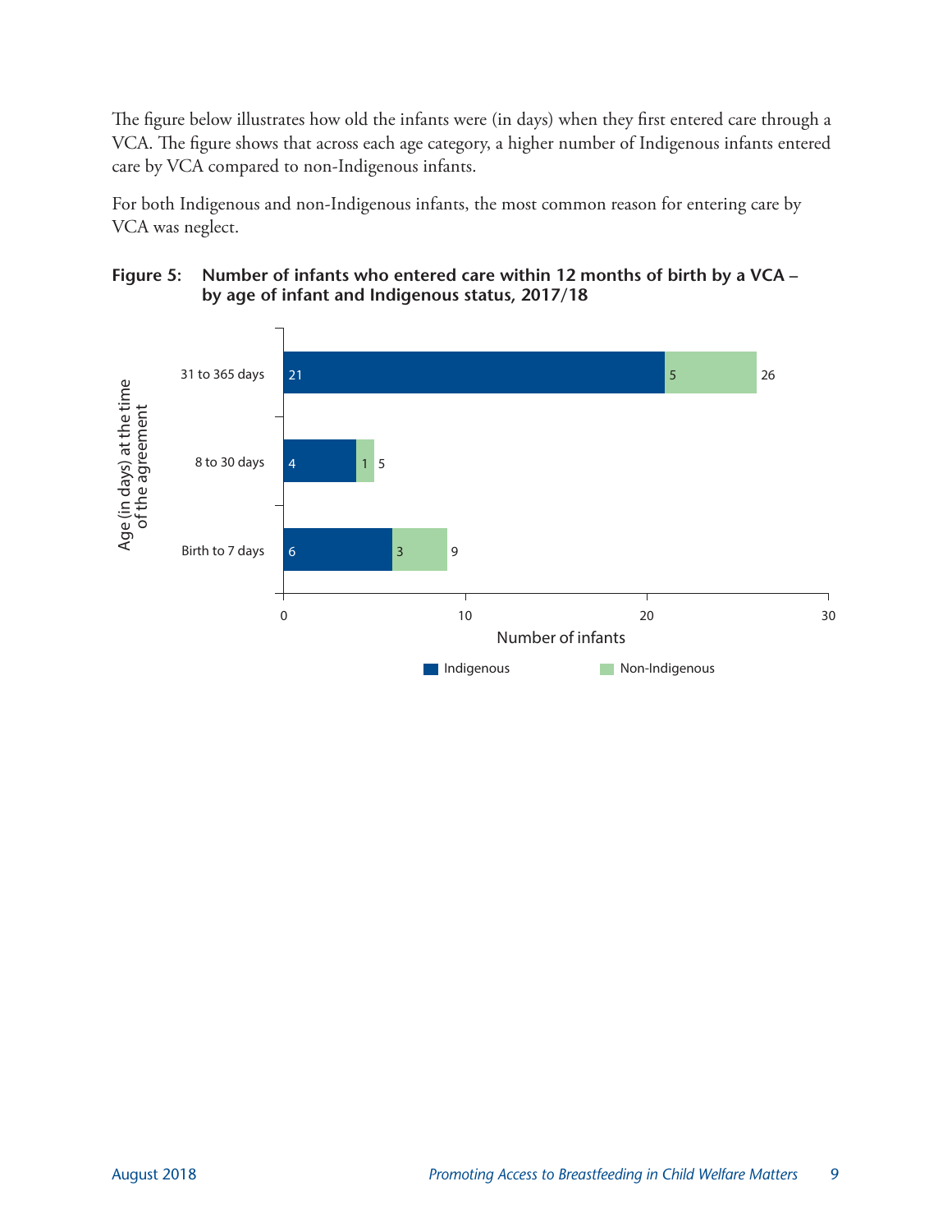The figure below illustrates how old the infants were (in days) when they first entered care through a VCA. The figure shows that across each age category, a higher number of Indigenous infants entered care by VCA compared to non-Indigenous infants.

For both Indigenous and non-Indigenous infants, the most common reason for entering care by VCA was neglect.

**Figure 5: Number of infants who entered care within 12 months of birth by a VCA – by age of infant and Indigenous status, 2017/18**

| Age (in days) at the time of the agreement | Indigenous | Non-Indigenous | Total |
|---|---|---|---|
| 31 to 365 days | 21 | 5 | 26 |
| 8 to 30 days | 4 | 1 | 5 |
| Birth to 7 days | 6 | 3 | 9 |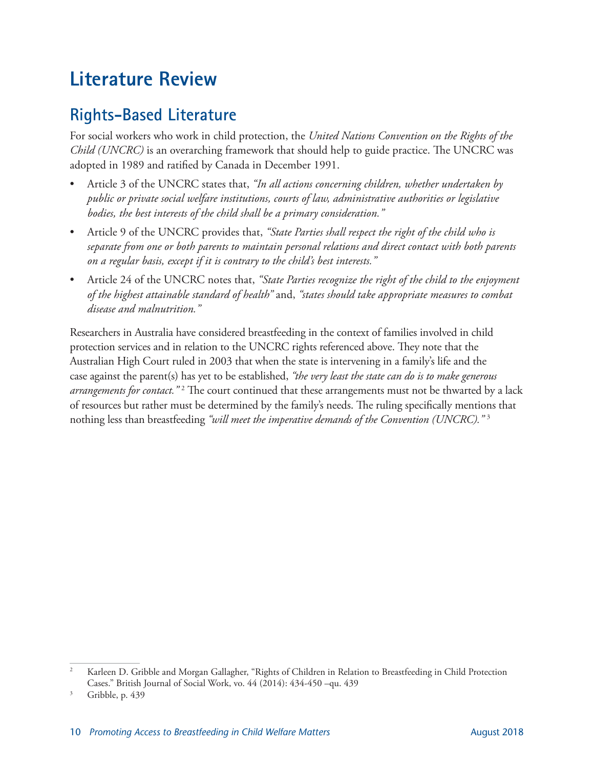# Literature Review

## Rights-Based Literature

For social workers who work in child protection, the *United Nations Convention on the Rights of the Child (UNCRC)* is an overarching framework that should help to guide practice. The UNCRC was adopted in 1989 and ratified by Canada in December 1991.

- Article 3 of the UNCRC states that, *"In all actions concerning children, whether undertaken by public or private social welfare institutions, courts of law, administrative authorities or legislative bodies, the best interests of the child shall be a primary consideration."*
- Article 9 of the UNCRC provides that, *"State Parties shall respect the right of the child who is separate from one or both parents to maintain personal relations and direct contact with both parents on a regular basis, except if it is contrary to the child's best interests."*
- Article 24 of the UNCRC notes that, *"State Parties recognize the right of the child to the enjoyment of the highest attainable standard of health"* and, *"states should take appropriate measures to combat disease and malnutrition."*

Researchers in Australia have considered breastfeeding in the context of families involved in child protection services and in relation to the UNCRC rights referenced above. They note that the Australian High Court ruled in 2003 that when the state is intervening in a family's life and the case against the parent(s) has yet to be established, *"the very least the state can do is to make generous arrangements for contact."*[2] The court continued that these arrangements must not be thwarted by a lack of resources but rather must be determined by the family's needs. The ruling specifically mentions that nothing less than breastfeeding *"will meet the imperative demands of the Convention (UNCRC)."*[3]

---

[2] Karleen D. Gribble and Morgan Gallagher, "Rights of Children in Relation to Breastfeeding in Child Protection Cases." British Journal of Social Work, vo. 44 (2014): 434-450 –qu. 439

[3] Gribble, p. 439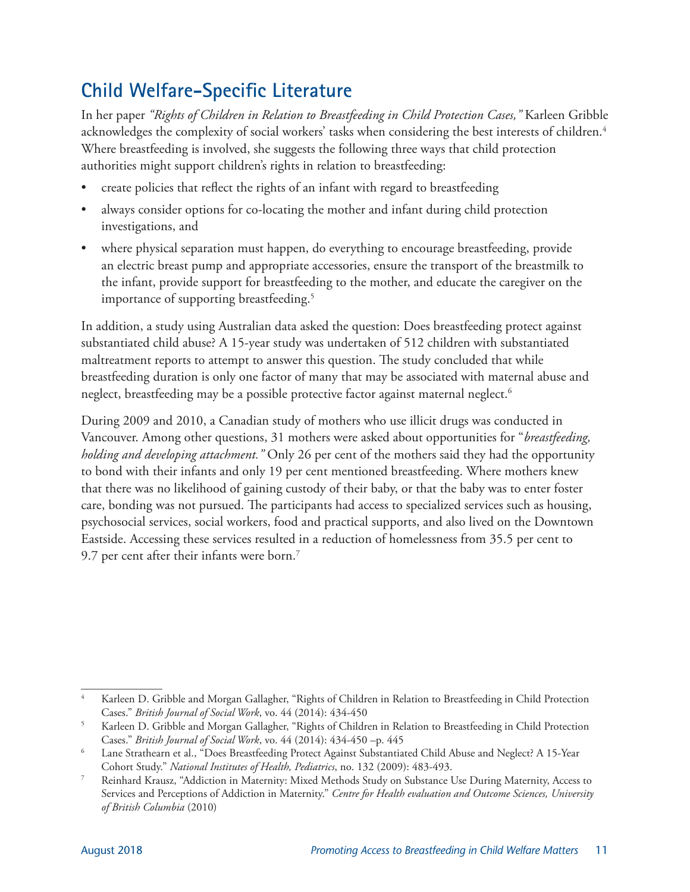## Child Welfare-Specific Literature

In her paper *"Rights of Children in Relation to Breastfeeding in Child Protection Cases,"* Karleen Gribble acknowledges the complexity of social workers' tasks when considering the best interests of children.[4] Where breastfeeding is involved, she suggests the following three ways that child protection authorities might support children's rights in relation to breastfeeding:

- create policies that reflect the rights of an infant with regard to breastfeeding
- always consider options for co-locating the mother and infant during child protection investigations, and
- where physical separation must happen, do everything to encourage breastfeeding, provide an electric breast pump and appropriate accessories, ensure the transport of the breastmilk to the infant, provide support for breastfeeding to the mother, and educate the caregiver on the importance of supporting breastfeeding.[5]

In addition, a study using Australian data asked the question: Does breastfeeding protect against substantiated child abuse? A 15-year study was undertaken of 512 children with substantiated maltreatment reports to attempt to answer this question. The study concluded that while breastfeeding duration is only one factor of many that may be associated with maternal abuse and neglect, breastfeeding may be a possible protective factor against maternal neglect.[6]

During 2009 and 2010, a Canadian study of mothers who use illicit drugs was conducted in Vancouver. Among other questions, 31 mothers were asked about opportunities for "*breastfeeding, holding and developing attachment."* Only 26 per cent of the mothers said they had the opportunity to bond with their infants and only 19 per cent mentioned breastfeeding. Where mothers knew that there was no likelihood of gaining custody of their baby, or that the baby was to enter foster care, bonding was not pursued. The participants had access to specialized services such as housing, psychosocial services, social workers, food and practical supports, and also lived on the Downtown Eastside. Accessing these services resulted in a reduction of homelessness from 35.5 per cent to 9.7 per cent after their infants were born.[7]

---

[4] Karleen D. Gribble and Morgan Gallagher, "Rights of Children in Relation to Breastfeeding in Child Protection Cases." *British Journal of Social Work*, vo. 44 (2014): 434-450

[5] Karleen D. Gribble and Morgan Gallagher, "Rights of Children in Relation to Breastfeeding in Child Protection Cases." *British Journal of Social Work*, vo. 44 (2014): 434-450 –p. 445

[6] Lane Strathearn et al., "Does Breastfeeding Protect Against Substantiated Child Abuse and Neglect? A 15-Year Cohort Study." *National Institutes of Health, Pediatrics*, no. 132 (2009): 483-493.

[7] Reinhard Krausz, "Addiction in Maternity: Mixed Methods Study on Substance Use During Maternity, Access to Services and Perceptions of Addiction in Maternity." *Centre for Health evaluation and Outcome Sciences, University of British Columbia* (2010)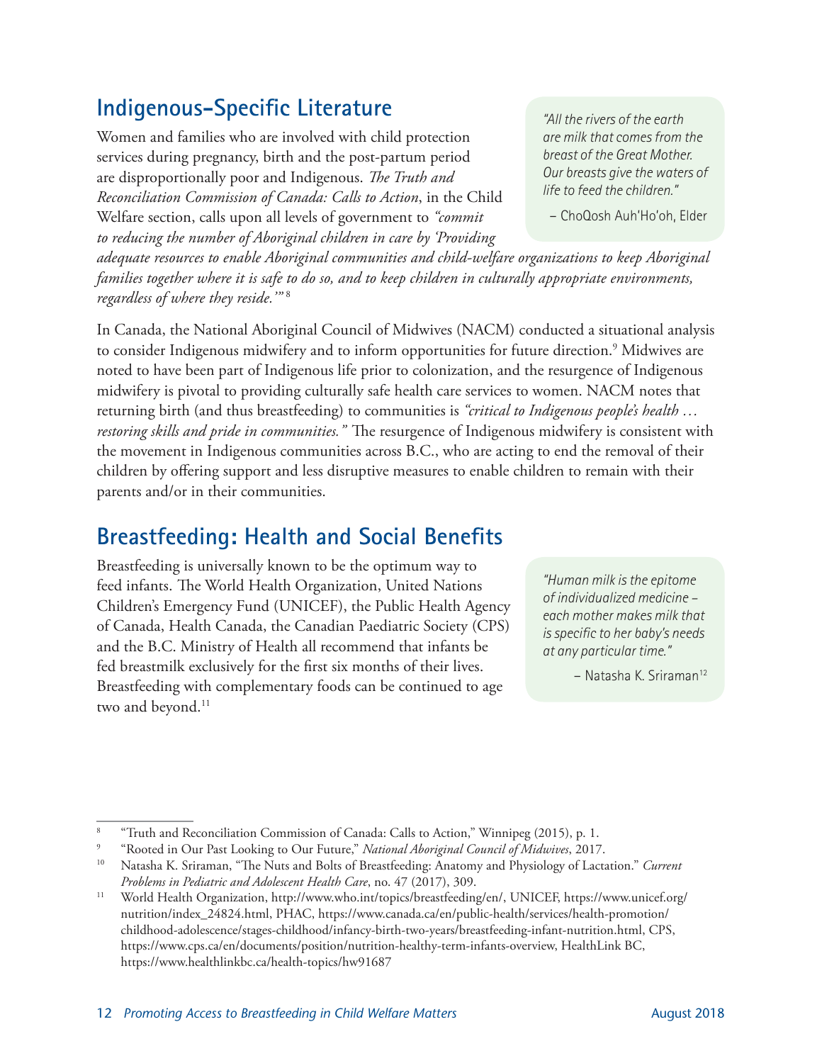## Indigenous-Specific Literature

Women and families who are involved with child protection services during pregnancy, birth and the post-partum period are disproportionally poor and Indigenous. *The Truth and Reconciliation Commission of Canada: Calls to Action*, in the Child Welfare section, calls upon all levels of government to *"commit to reducing the number of Aboriginal children in care by 'Providing adequate resources to enable Aboriginal communities and child-welfare organizations to keep Aboriginal families together where it is safe to do so, and to keep children in culturally appropriate environments, regardless of where they reside.'"* [8]

> *"All the rivers of the earth are milk that comes from the breast of the Great Mother. Our breasts give the waters of life to feed the children."*
>
> – ChoQosh Auh'Ho'oh, Elder

In Canada, the National Aboriginal Council of Midwives (NACM) conducted a situational analysis to consider Indigenous midwifery and to inform opportunities for future direction.[9] Midwives are noted to have been part of Indigenous life prior to colonization, and the resurgence of Indigenous midwifery is pivotal to providing culturally safe health care services to women. NACM notes that returning birth (and thus breastfeeding) to communities is *"critical to Indigenous people's health … restoring skills and pride in communities."* The resurgence of Indigenous midwifery is consistent with the movement in Indigenous communities across B.C., who are acting to end the removal of their children by offering support and less disruptive measures to enable children to remain with their parents and/or in their communities.

## Breastfeeding: Health and Social Benefits

Breastfeeding is universally known to be the optimum way to feed infants. The World Health Organization, United Nations Children's Emergency Fund (UNICEF), the Public Health Agency of Canada, Health Canada, the Canadian Paediatric Society (CPS) and the B.C. Ministry of Health all recommend that infants be fed breastmilk exclusively for the first six months of their lives. Breastfeeding with complementary foods can be continued to age two and beyond.[11]

> *"Human milk is the epitome of individualized medicine – each mother makes milk that is specific to her baby's needs at any particular time."*
>
> – Natasha K. Sriraman[12]

---

[8] "Truth and Reconciliation Commission of Canada: Calls to Action," Winnipeg (2015), p. 1.

[9] "Rooted in Our Past Looking to Our Future," *National Aboriginal Council of Midwives*, 2017.

[10] Natasha K. Sriraman, "The Nuts and Bolts of Breastfeeding: Anatomy and Physiology of Lactation." *Current Problems in Pediatric and Adolescent Health Care*, no. 47 (2017), 309.

[11] World Health Organization, http://www.who.int/topics/breastfeeding/en/, UNICEF, https://www.unicef.org/nutrition/index_24824.html, PHAC, https://www.canada.ca/en/public-health/services/health-promotion/childhood-adolescence/stages-childhood/infancy-birth-two-years/breastfeeding-infant-nutrition.html, CPS, https://www.cps.ca/en/documents/position/nutrition-healthy-term-infants-overview, HealthLink BC, https://www.healthlinkbc.ca/health-topics/hw91687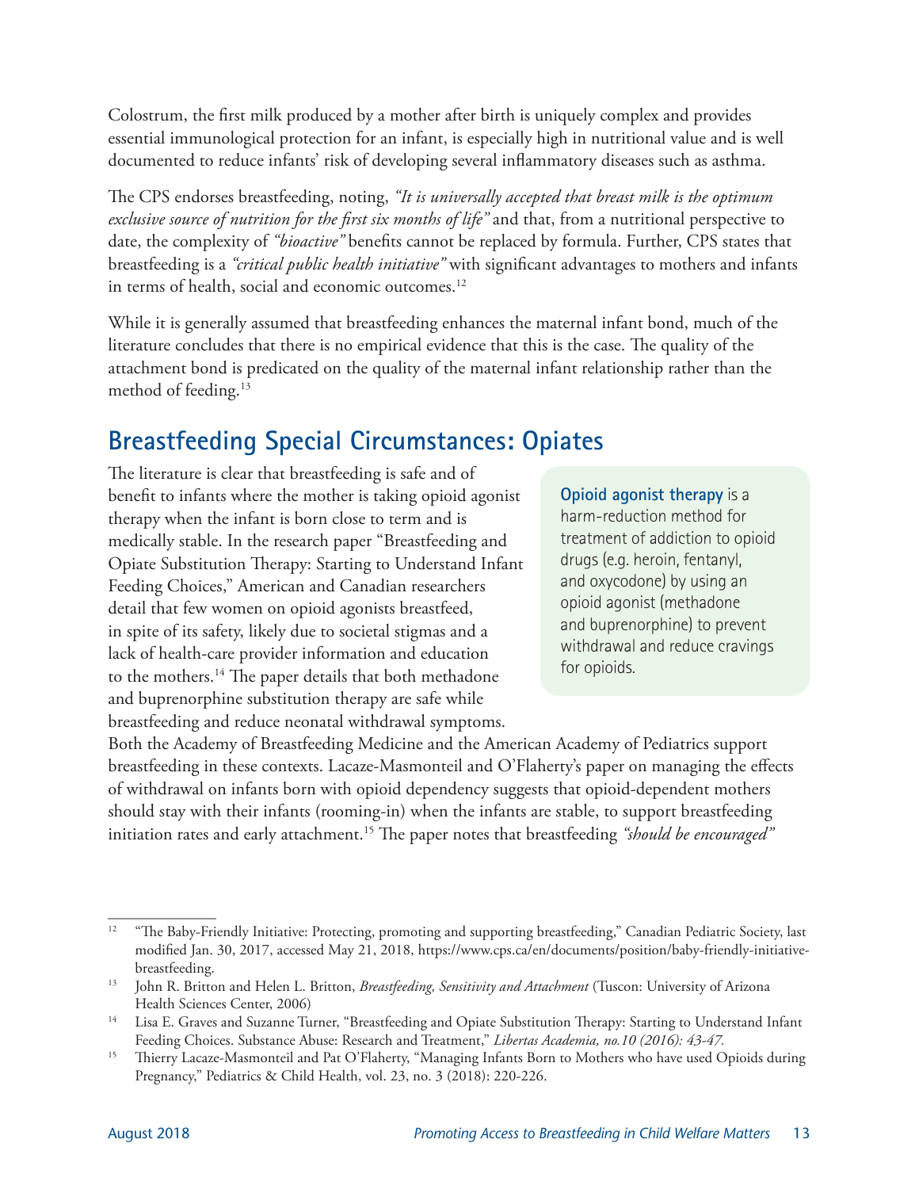Colostrum, the first milk produced by a mother after birth is uniquely complex and provides essential immunological protection for an infant, is especially high in nutritional value and is well documented to reduce infants' risk of developing several inflammatory diseases such as asthma.

The CPS endorses breastfeeding, noting, *"It is universally accepted that breast milk is the optimum exclusive source of nutrition for the first six months of life"* and that, from a nutritional perspective to date, the complexity of *"bioactive"* benefits cannot be replaced by formula. Further, CPS states that breastfeeding is a *"critical public health initiative"* with significant advantages to mothers and infants in terms of health, social and economic outcomes.[12]

While it is generally assumed that breastfeeding enhances the maternal infant bond, much of the literature concludes that there is no empirical evidence that this is the case. The quality of the attachment bond is predicated on the quality of the maternal infant relationship rather than the method of feeding.[13]

## Breastfeeding Special Circumstances: Opiates

> **Opioid agonist therapy** is a harm-reduction method for treatment of addiction to opioid drugs (e.g. heroin, fentanyl, and oxycodone) by using an opioid agonist (methadone and buprenorphine) to prevent withdrawal and reduce cravings for opioids.

The literature is clear that breastfeeding is safe and of benefit to infants where the mother is taking opioid agonist therapy when the infant is born close to term and is medically stable. In the research paper "Breastfeeding and Opiate Substitution Therapy: Starting to Understand Infant Feeding Choices," American and Canadian researchers detail that few women on opioid agonists breastfeed, in spite of its safety, likely due to societal stigmas and a lack of health-care provider information and education to the mothers.[14] The paper details that both methadone and buprenorphine substitution therapy are safe while breastfeeding and reduce neonatal withdrawal symptoms. Both the Academy of Breastfeeding Medicine and the American Academy of Pediatrics support breastfeeding in these contexts. Lacaze-Masmonteil and O'Flaherty's paper on managing the effects of withdrawal on infants born with opioid dependency suggests that opioid-dependent mothers should stay with their infants (rooming-in) when the infants are stable, to support breastfeeding initiation rates and early attachment.[15] The paper notes that breastfeeding *"should be encouraged"*

---

[12] "The Baby-Friendly Initiative: Protecting, promoting and supporting breastfeeding," Canadian Pediatric Society, last modified Jan. 30, 2017, accessed May 21, 2018, https://www.cps.ca/en/documents/position/baby-friendly-initiative-breastfeeding.

[13] John R. Britton and Helen L. Britton, *Breastfeeding, Sensitivity and Attachment* (Tuscon: University of Arizona Health Sciences Center, 2006)

[14] Lisa E. Graves and Suzanne Turner, "Breastfeeding and Opiate Substitution Therapy: Starting to Understand Infant Feeding Choices. Substance Abuse: Research and Treatment," *Libertas Academia, no.10 (2016): 43-47.*

[15] Thierry Lacaze-Masmonteil and Pat O'Flaherty, "Managing Infants Born to Mothers who have used Opioids during Pregnancy," Pediatrics & Child Health, vol. 23, no. 3 (2018): 220-226.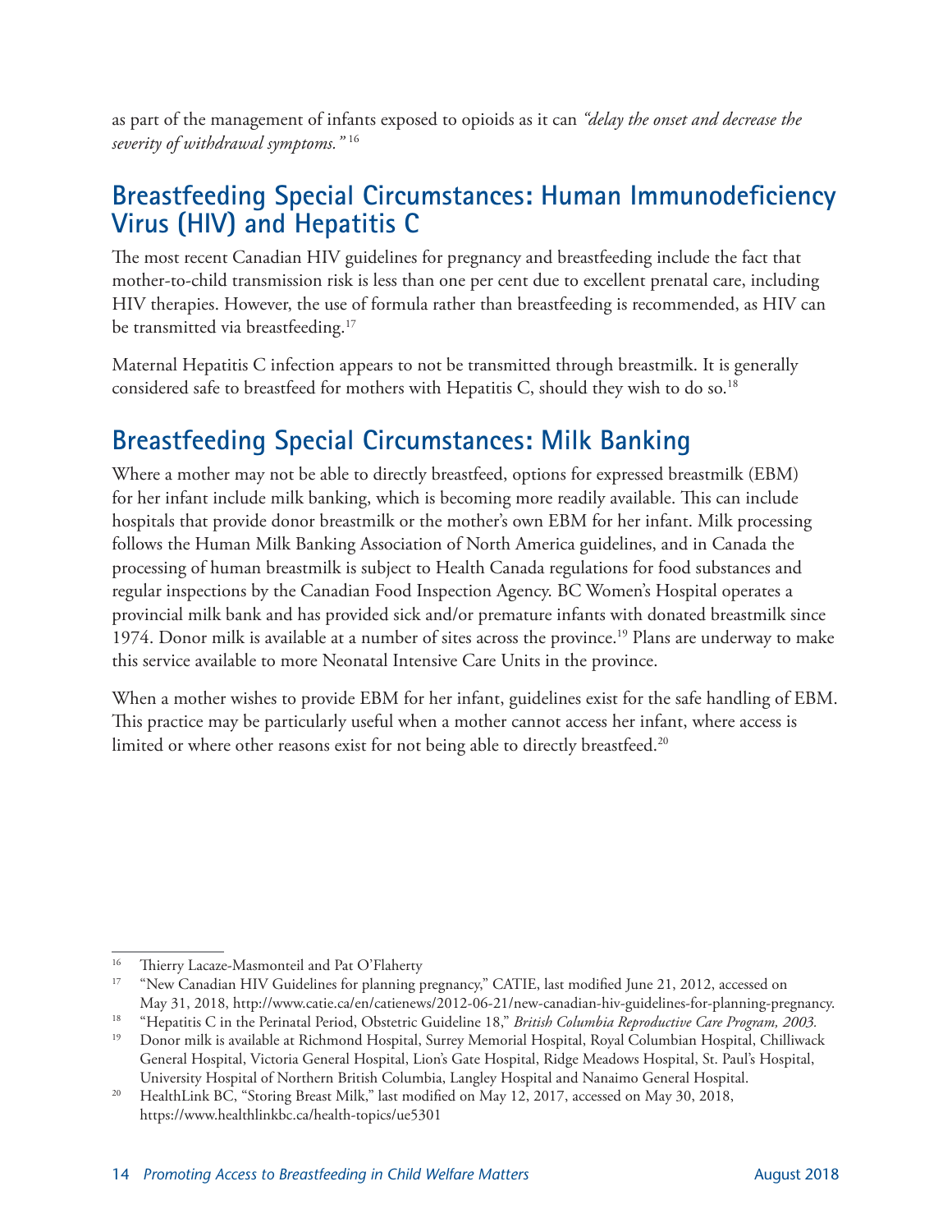as part of the management of infants exposed to opioids as it can *"delay the onset and decrease the severity of withdrawal symptoms."*[16]

## Breastfeeding Special Circumstances: Human Immunodeficiency Virus (HIV) and Hepatitis C

The most recent Canadian HIV guidelines for pregnancy and breastfeeding include the fact that mother-to-child transmission risk is less than one per cent due to excellent prenatal care, including HIV therapies. However, the use of formula rather than breastfeeding is recommended, as HIV can be transmitted via breastfeeding.[17]

Maternal Hepatitis C infection appears to not be transmitted through breastmilk. It is generally considered safe to breastfeed for mothers with Hepatitis C, should they wish to do so.[18]

## Breastfeeding Special Circumstances: Milk Banking

Where a mother may not be able to directly breastfeed, options for expressed breastmilk (EBM) for her infant include milk banking, which is becoming more readily available. This can include hospitals that provide donor breastmilk or the mother's own EBM for her infant. Milk processing follows the Human Milk Banking Association of North America guidelines, and in Canada the processing of human breastmilk is subject to Health Canada regulations for food substances and regular inspections by the Canadian Food Inspection Agency. BC Women's Hospital operates a provincial milk bank and has provided sick and/or premature infants with donated breastmilk since 1974. Donor milk is available at a number of sites across the province.[19] Plans are underway to make this service available to more Neonatal Intensive Care Units in the province.

When a mother wishes to provide EBM for her infant, guidelines exist for the safe handling of EBM. This practice may be particularly useful when a mother cannot access her infant, where access is limited or where other reasons exist for not being able to directly breastfeed.[20]

---

[16] Thierry Lacaze-Masmonteil and Pat O'Flaherty

[17] "New Canadian HIV Guidelines for planning pregnancy," CATIE, last modified June 21, 2012, accessed on May 31, 2018, http://www.catie.ca/en/catienews/2012-06-21/new-canadian-hiv-guidelines-for-planning-pregnancy.

[18] "Hepatitis C in the Perinatal Period, Obstetric Guideline 18," *British Columbia Reproductive Care Program, 2003.*

[19] Donor milk is available at Richmond Hospital, Surrey Memorial Hospital, Royal Columbian Hospital, Chilliwack General Hospital, Victoria General Hospital, Lion's Gate Hospital, Ridge Meadows Hospital, St. Paul's Hospital, University Hospital of Northern British Columbia, Langley Hospital and Nanaimo General Hospital.

[20] HealthLink BC, "Storing Breast Milk," last modified on May 12, 2017, accessed on May 30, 2018, https://www.healthlinkbc.ca/health-topics/ue5301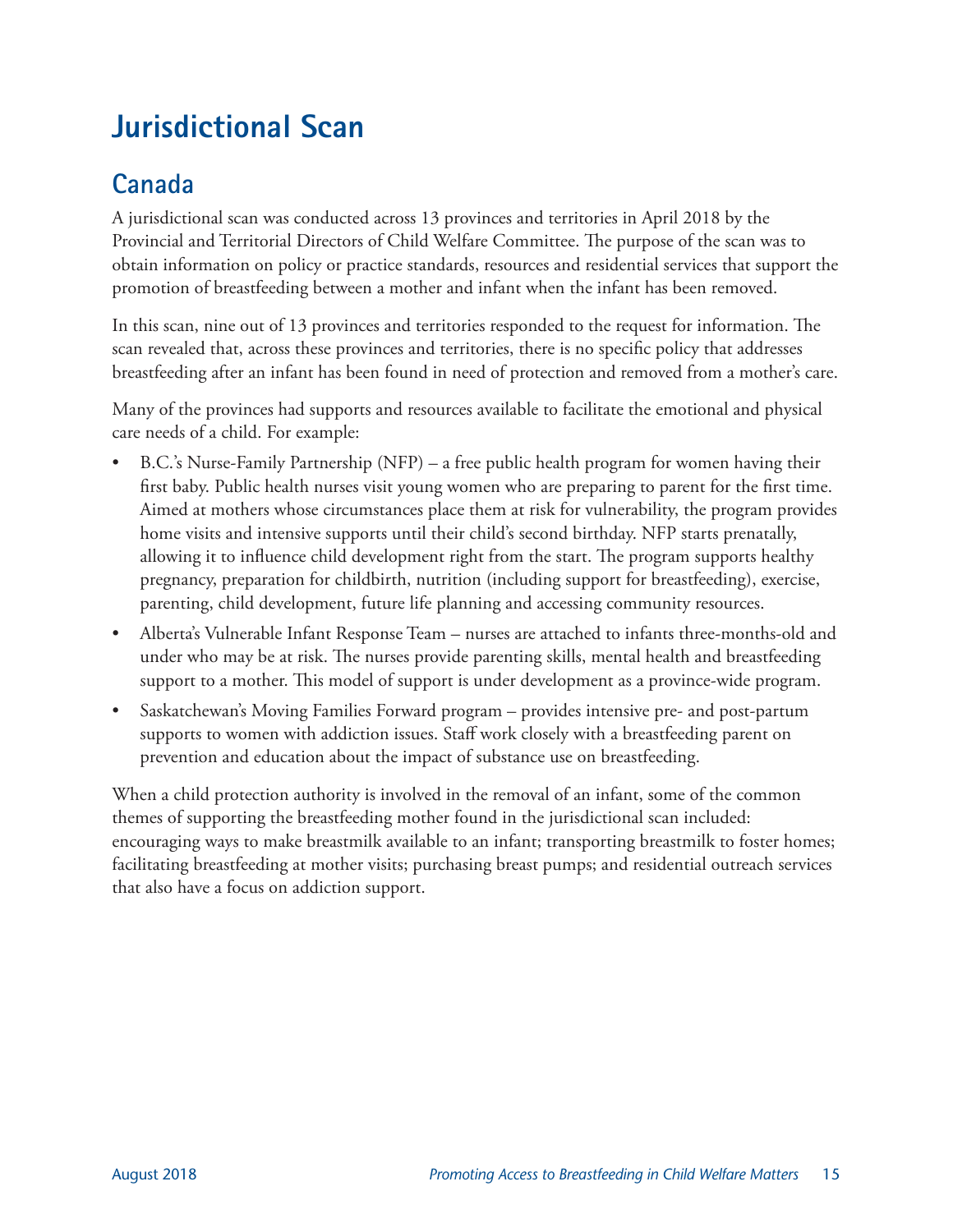# Jurisdictional Scan

## Canada

A jurisdictional scan was conducted across 13 provinces and territories in April 2018 by the Provincial and Territorial Directors of Child Welfare Committee. The purpose of the scan was to obtain information on policy or practice standards, resources and residential services that support the promotion of breastfeeding between a mother and infant when the infant has been removed.

In this scan, nine out of 13 provinces and territories responded to the request for information. The scan revealed that, across these provinces and territories, there is no specific policy that addresses breastfeeding after an infant has been found in need of protection and removed from a mother's care.

Many of the provinces had supports and resources available to facilitate the emotional and physical care needs of a child. For example:

- B.C.'s Nurse-Family Partnership (NFP) – a free public health program for women having their first baby. Public health nurses visit young women who are preparing to parent for the first time. Aimed at mothers whose circumstances place them at risk for vulnerability, the program provides home visits and intensive supports until their child's second birthday. NFP starts prenatally, allowing it to influence child development right from the start. The program supports healthy pregnancy, preparation for childbirth, nutrition (including support for breastfeeding), exercise, parenting, child development, future life planning and accessing community resources.
- Alberta's Vulnerable Infant Response Team – nurses are attached to infants three-months-old and under who may be at risk. The nurses provide parenting skills, mental health and breastfeeding support to a mother. This model of support is under development as a province-wide program.
- Saskatchewan's Moving Families Forward program – provides intensive pre- and post-partum supports to women with addiction issues. Staff work closely with a breastfeeding parent on prevention and education about the impact of substance use on breastfeeding.

When a child protection authority is involved in the removal of an infant, some of the common themes of supporting the breastfeeding mother found in the jurisdictional scan included: encouraging ways to make breastmilk available to an infant; transporting breastmilk to foster homes; facilitating breastfeeding at mother visits; purchasing breast pumps; and residential outreach services that also have a focus on addiction support.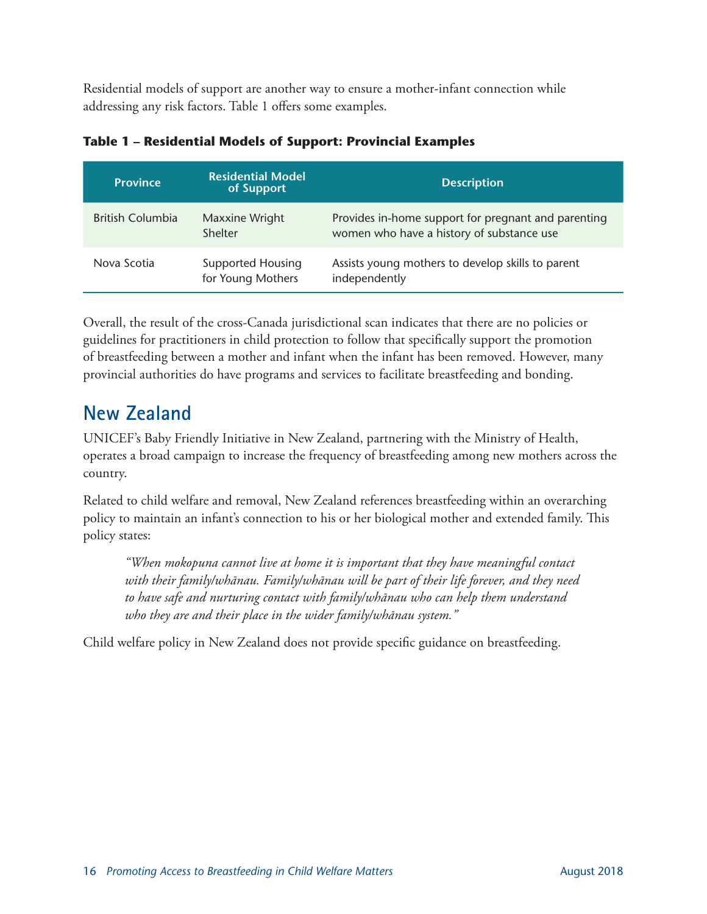Residential models of support are another way to ensure a mother-infant connection while addressing any risk factors. Table 1 offers some examples.

**Table 1 – Residential Models of Support: Provincial Examples**

| Province | Residential Model of Support | Description |
| --- | --- | --- |
| British Columbia | Maxxine Wright Shelter | Provides in-home support for pregnant and parenting women who have a history of substance use |
| Nova Scotia | Supported Housing for Young Mothers | Assists young mothers to develop skills to parent independently |

Overall, the result of the cross-Canada jurisdictional scan indicates that there are no policies or guidelines for practitioners in child protection to follow that specifically support the promotion of breastfeeding between a mother and infant when the infant has been removed. However, many provincial authorities do have programs and services to facilitate breastfeeding and bonding.

## New Zealand

UNICEF's Baby Friendly Initiative in New Zealand, partnering with the Ministry of Health, operates a broad campaign to increase the frequency of breastfeeding among new mothers across the country.

Related to child welfare and removal, New Zealand references breastfeeding within an overarching policy to maintain an infant's connection to his or her biological mother and extended family. This policy states:

> *"When mokopuna cannot live at home it is important that they have meaningful contact with their family/whānau. Family/whānau will be part of their life forever, and they need to have safe and nurturing contact with family/whānau who can help them understand who they are and their place in the wider family/whānau system."*

Child welfare policy in New Zealand does not provide specific guidance on breastfeeding.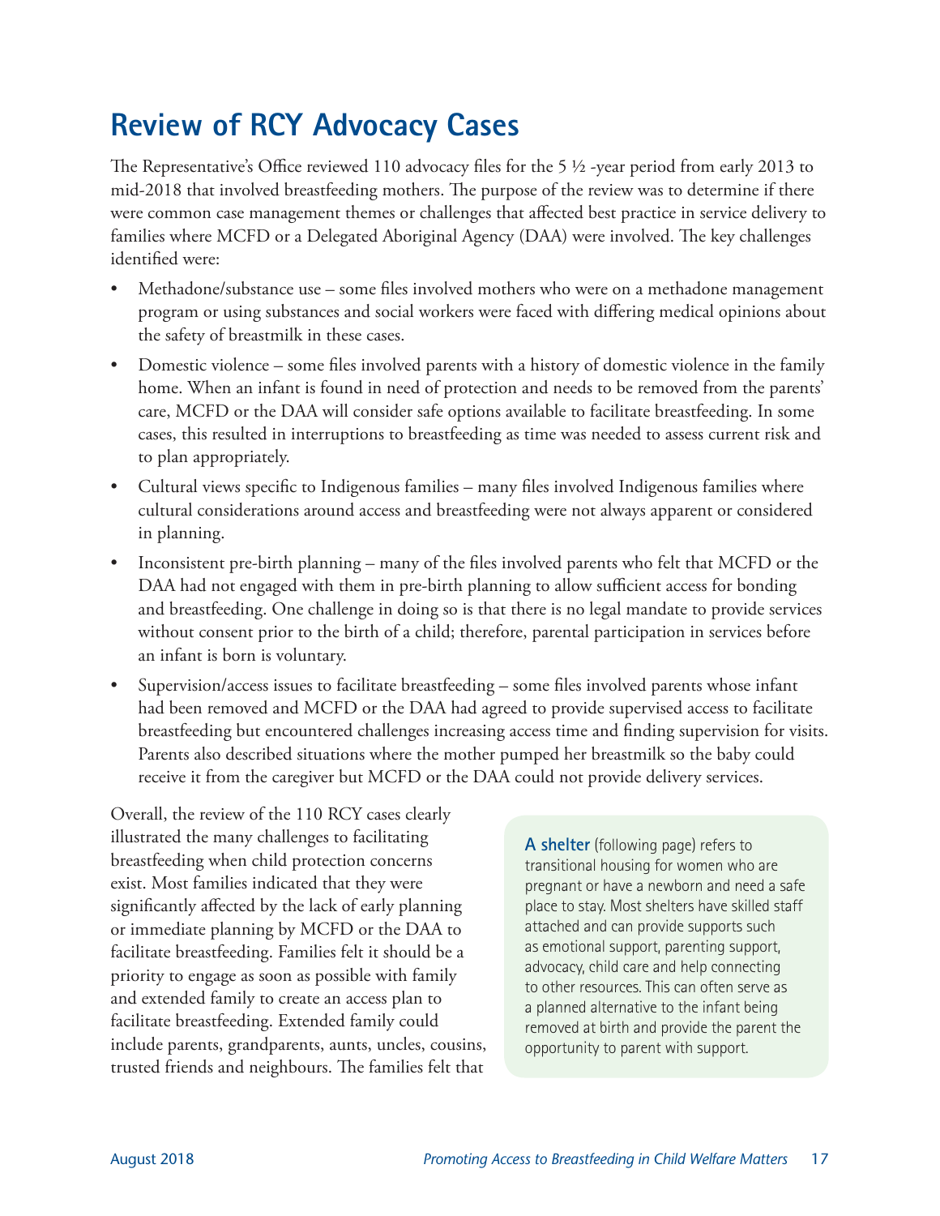# Review of RCY Advocacy Cases

The Representative's Office reviewed 110 advocacy files for the 5 ½ -year period from early 2013 to mid-2018 that involved breastfeeding mothers. The purpose of the review was to determine if there were common case management themes or challenges that affected best practice in service delivery to families where MCFD or a Delegated Aboriginal Agency (DAA) were involved. The key challenges identified were:

- Methadone/substance use – some files involved mothers who were on a methadone management program or using substances and social workers were faced with differing medical opinions about the safety of breastmilk in these cases.
- Domestic violence – some files involved parents with a history of domestic violence in the family home. When an infant is found in need of protection and needs to be removed from the parents' care, MCFD or the DAA will consider safe options available to facilitate breastfeeding. In some cases, this resulted in interruptions to breastfeeding as time was needed to assess current risk and to plan appropriately.
- Cultural views specific to Indigenous families – many files involved Indigenous families where cultural considerations around access and breastfeeding were not always apparent or considered in planning.
- Inconsistent pre-birth planning – many of the files involved parents who felt that MCFD or the DAA had not engaged with them in pre-birth planning to allow sufficient access for bonding and breastfeeding. One challenge in doing so is that there is no legal mandate to provide services without consent prior to the birth of a child; therefore, parental participation in services before an infant is born is voluntary.
- Supervision/access issues to facilitate breastfeeding – some files involved parents whose infant had been removed and MCFD or the DAA had agreed to provide supervised access to facilitate breastfeeding but encountered challenges increasing access time and finding supervision for visits. Parents also described situations where the mother pumped her breastmilk so the baby could receive it from the caregiver but MCFD or the DAA could not provide delivery services.

Overall, the review of the 110 RCY cases clearly illustrated the many challenges to facilitating breastfeeding when child protection concerns exist. Most families indicated that they were significantly affected by the lack of early planning or immediate planning by MCFD or the DAA to facilitate breastfeeding. Families felt it should be a priority to engage as soon as possible with family and extended family to create an access plan to facilitate breastfeeding. Extended family could include parents, grandparents, aunts, uncles, cousins, trusted friends and neighbours. The families felt that

> **A shelter** (following page) refers to transitional housing for women who are pregnant or have a newborn and need a safe place to stay. Most shelters have skilled staff attached and can provide supports such as emotional support, parenting support, advocacy, child care and help connecting to other resources. This can often serve as a planned alternative to the infant being removed at birth and provide the parent the opportunity to parent with support.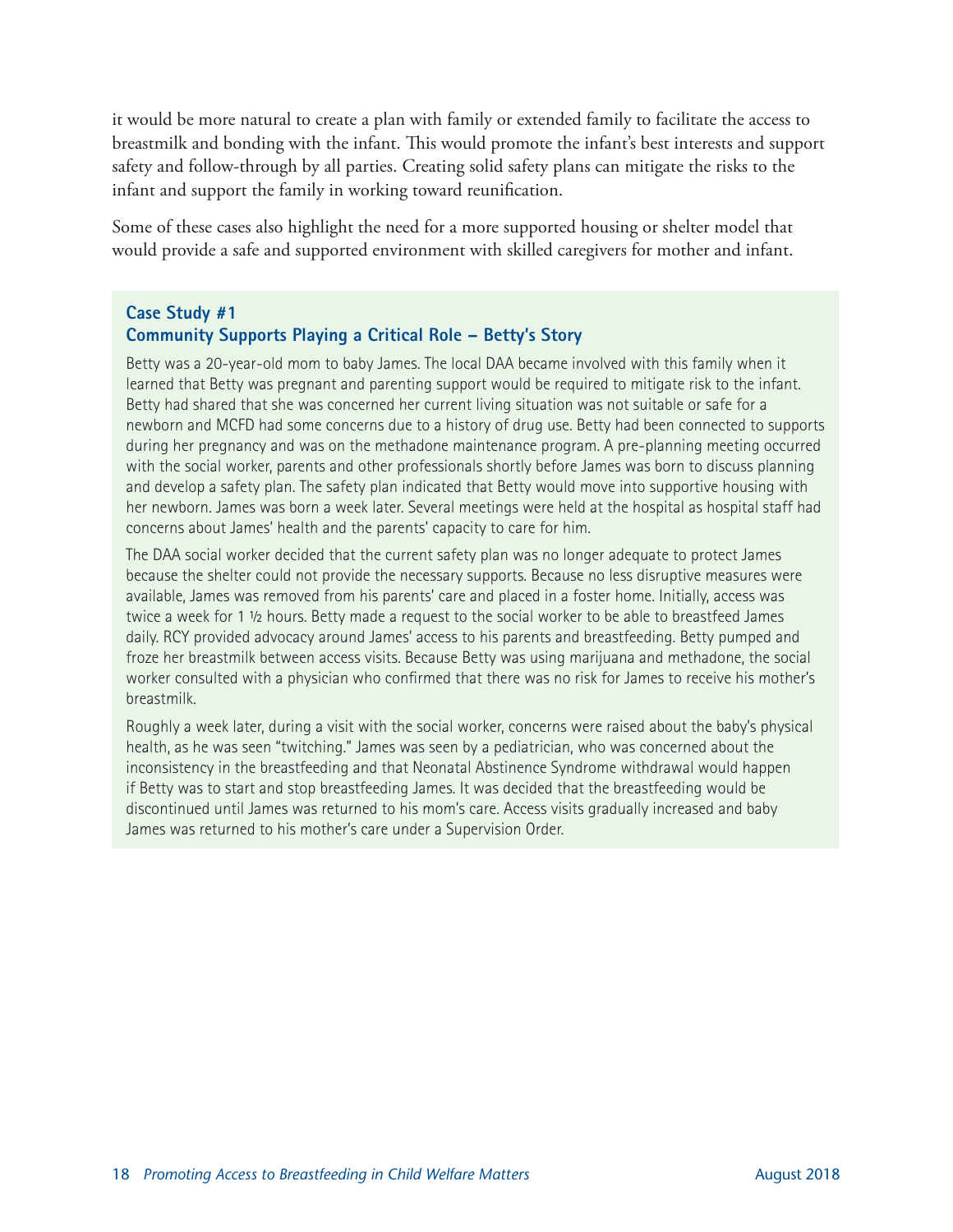it would be more natural to create a plan with family or extended family to facilitate the access to breastmilk and bonding with the infant. This would promote the infant's best interests and support safety and follow-through by all parties. Creating solid safety plans can mitigate the risks to the infant and support the family in working toward reunification.

Some of these cases also highlight the need for a more supported housing or shelter model that would provide a safe and supported environment with skilled caregivers for mother and infant.

### Case Study #1
### Community Supports Playing a Critical Role – Betty's Story

Betty was a 20-year-old mom to baby James. The local DAA became involved with this family when it learned that Betty was pregnant and parenting support would be required to mitigate risk to the infant. Betty had shared that she was concerned her current living situation was not suitable or safe for a newborn and MCFD had some concerns due to a history of drug use. Betty had been connected to supports during her pregnancy and was on the methadone maintenance program. A pre-planning meeting occurred with the social worker, parents and other professionals shortly before James was born to discuss planning and develop a safety plan. The safety plan indicated that Betty would move into supportive housing with her newborn. James was born a week later. Several meetings were held at the hospital as hospital staff had concerns about James' health and the parents' capacity to care for him.

The DAA social worker decided that the current safety plan was no longer adequate to protect James because the shelter could not provide the necessary supports. Because no less disruptive measures were available, James was removed from his parents' care and placed in a foster home. Initially, access was twice a week for 1 ½ hours. Betty made a request to the social worker to be able to breastfeed James daily. RCY provided advocacy around James' access to his parents and breastfeeding. Betty pumped and froze her breastmilk between access visits. Because Betty was using marijuana and methadone, the social worker consulted with a physician who confirmed that there was no risk for James to receive his mother's breastmilk.

Roughly a week later, during a visit with the social worker, concerns were raised about the baby's physical health, as he was seen "twitching." James was seen by a pediatrician, who was concerned about the inconsistency in the breastfeeding and that Neonatal Abstinence Syndrome withdrawal would happen if Betty was to start and stop breastfeeding James. It was decided that the breastfeeding would be discontinued until James was returned to his mom's care. Access visits gradually increased and baby James was returned to his mother's care under a Supervision Order.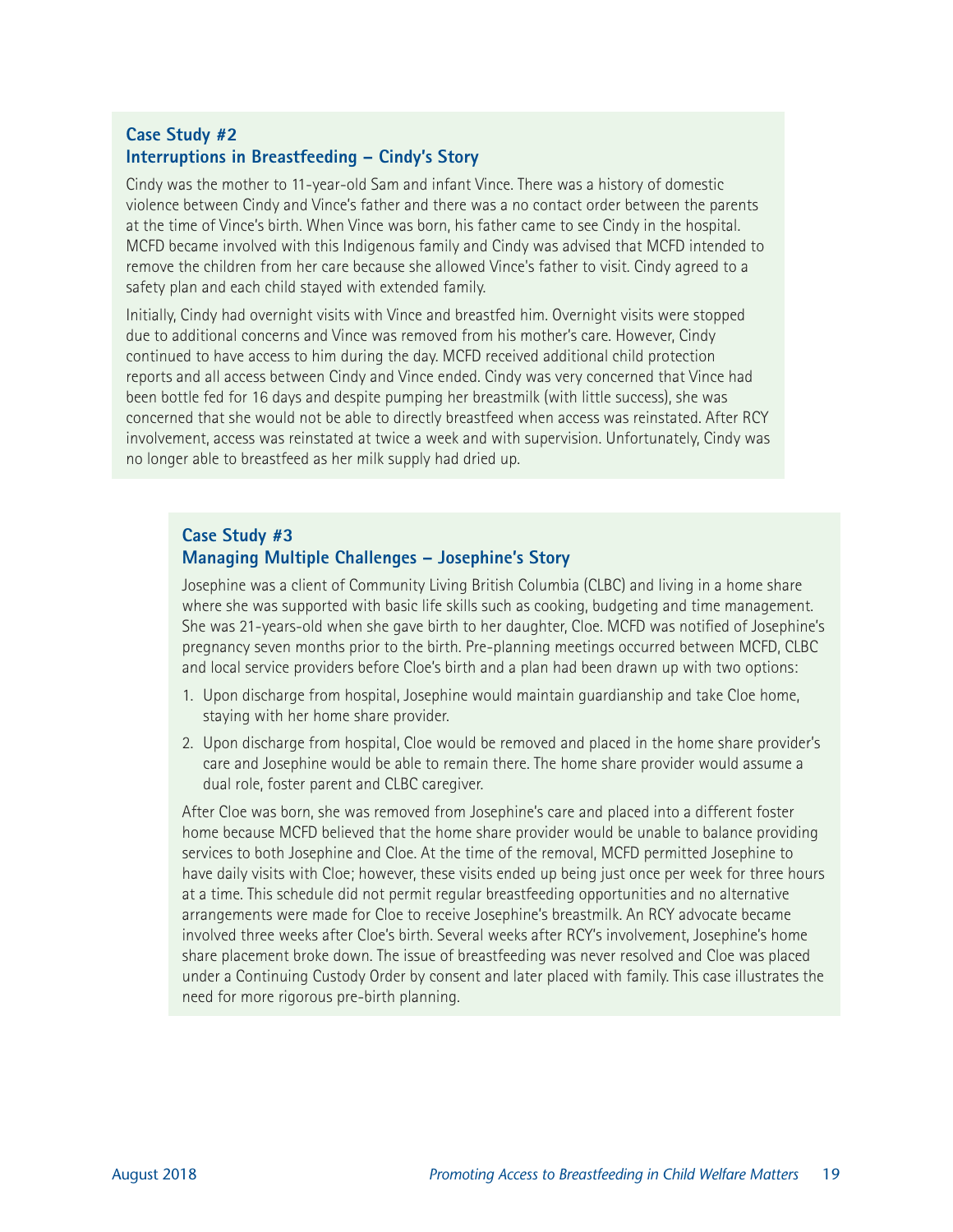### Case Study #2
### Interruptions in Breastfeeding – Cindy's Story

Cindy was the mother to 11-year-old Sam and infant Vince. There was a history of domestic violence between Cindy and Vince's father and there was a no contact order between the parents at the time of Vince's birth. When Vince was born, his father came to see Cindy in the hospital. MCFD became involved with this Indigenous family and Cindy was advised that MCFD intended to remove the children from her care because she allowed Vince's father to visit. Cindy agreed to a safety plan and each child stayed with extended family.

Initially, Cindy had overnight visits with Vince and breastfed him. Overnight visits were stopped due to additional concerns and Vince was removed from his mother's care. However, Cindy continued to have access to him during the day. MCFD received additional child protection reports and all access between Cindy and Vince ended. Cindy was very concerned that Vince had been bottle fed for 16 days and despite pumping her breastmilk (with little success), she was concerned that she would not be able to directly breastfeed when access was reinstated. After RCY involvement, access was reinstated at twice a week and with supervision. Unfortunately, Cindy was no longer able to breastfeed as her milk supply had dried up.

### Case Study #3
### Managing Multiple Challenges – Josephine's Story

Josephine was a client of Community Living British Columbia (CLBC) and living in a home share where she was supported with basic life skills such as cooking, budgeting and time management. She was 21-years-old when she gave birth to her daughter, Cloe. MCFD was notified of Josephine's pregnancy seven months prior to the birth. Pre-planning meetings occurred between MCFD, CLBC and local service providers before Cloe's birth and a plan had been drawn up with two options:

1. Upon discharge from hospital, Josephine would maintain guardianship and take Cloe home, staying with her home share provider.
2. Upon discharge from hospital, Cloe would be removed and placed in the home share provider's care and Josephine would be able to remain there. The home share provider would assume a dual role, foster parent and CLBC caregiver.

After Cloe was born, she was removed from Josephine's care and placed into a different foster home because MCFD believed that the home share provider would be unable to balance providing services to both Josephine and Cloe. At the time of the removal, MCFD permitted Josephine to have daily visits with Cloe; however, these visits ended up being just once per week for three hours at a time. This schedule did not permit regular breastfeeding opportunities and no alternative arrangements were made for Cloe to receive Josephine's breastmilk. An RCY advocate became involved three weeks after Cloe's birth. Several weeks after RCY's involvement, Josephine's home share placement broke down. The issue of breastfeeding was never resolved and Cloe was placed under a Continuing Custody Order by consent and later placed with family. This case illustrates the need for more rigorous pre-birth planning.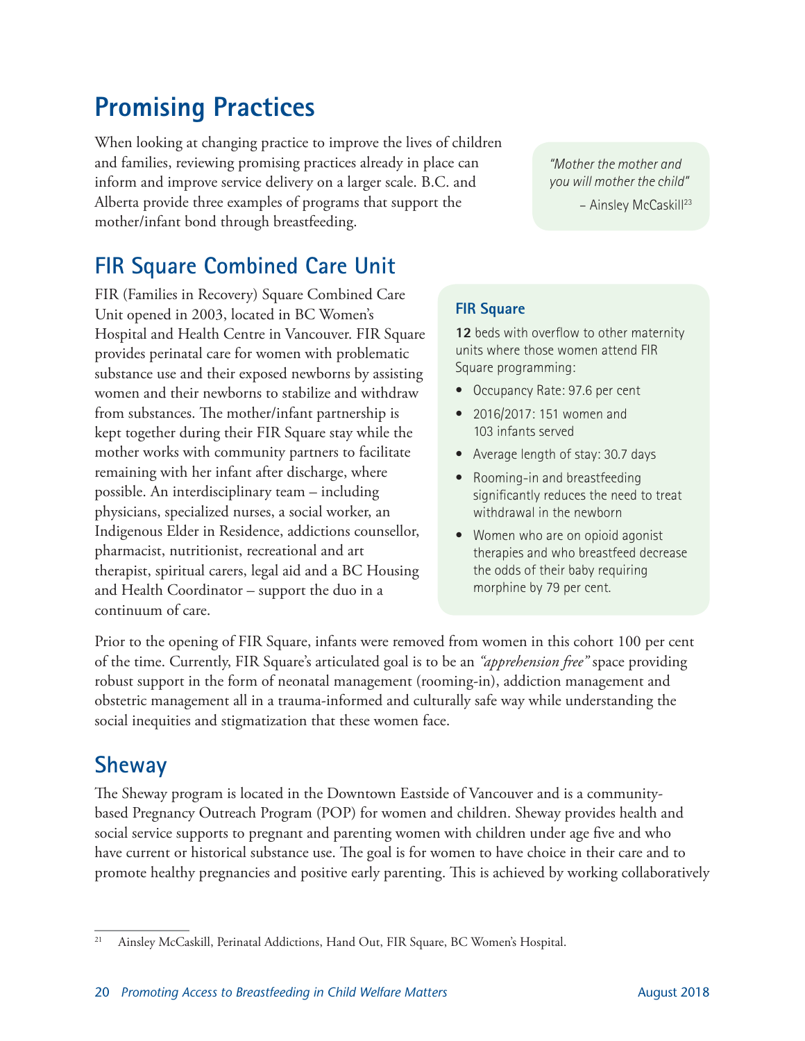# Promising Practices

When looking at changing practice to improve the lives of children and families, reviewing promising practices already in place can inform and improve service delivery on a larger scale. B.C. and Alberta provide three examples of programs that support the mother/infant bond through breastfeeding.

> *"Mother the mother and you will mother the child"*
>
> – Ainsley McCaskill[23]

## FIR Square Combined Care Unit

FIR (Families in Recovery) Square Combined Care Unit opened in 2003, located in BC Women's Hospital and Health Centre in Vancouver. FIR Square provides perinatal care for women with problematic substance use and their exposed newborns by assisting women and their newborns to stabilize and withdraw from substances. The mother/infant partnership is kept together during their FIR Square stay while the mother works with community partners to facilitate remaining with her infant after discharge, where possible. An interdisciplinary team – including physicians, specialized nurses, a social worker, an Indigenous Elder in Residence, addictions counsellor, pharmacist, nutritionist, recreational and art therapist, spiritual carers, legal aid and a BC Housing and Health Coordinator – support the duo in a continuum of care.

### FIR Square

**12** beds with overflow to other maternity units where those women attend FIR Square programming:

- Occupancy Rate: 97.6 per cent
- 2016/2017: 151 women and 103 infants served
- Average length of stay: 30.7 days
- Rooming-in and breastfeeding significantly reduces the need to treat withdrawal in the newborn
- Women who are on opioid agonist therapies and who breastfeed decrease the odds of their baby requiring morphine by 79 per cent.

Prior to the opening of FIR Square, infants were removed from women in this cohort 100 per cent of the time. Currently, FIR Square's articulated goal is to be an *"apprehension free"* space providing robust support in the form of neonatal management (rooming-in), addiction management and obstetric management all in a trauma-informed and culturally safe way while understanding the social inequities and stigmatization that these women face.

## Sheway

The Sheway program is located in the Downtown Eastside of Vancouver and is a community-based Pregnancy Outreach Program (POP) for women and children. Sheway provides health and social service supports to pregnant and parenting women with children under age five and who have current or historical substance use. The goal is for women to have choice in their care and to promote healthy pregnancies and positive early parenting. This is achieved by working collaboratively

---

[21] Ainsley McCaskill, Perinatal Addictions, Hand Out, FIR Square, BC Women's Hospital.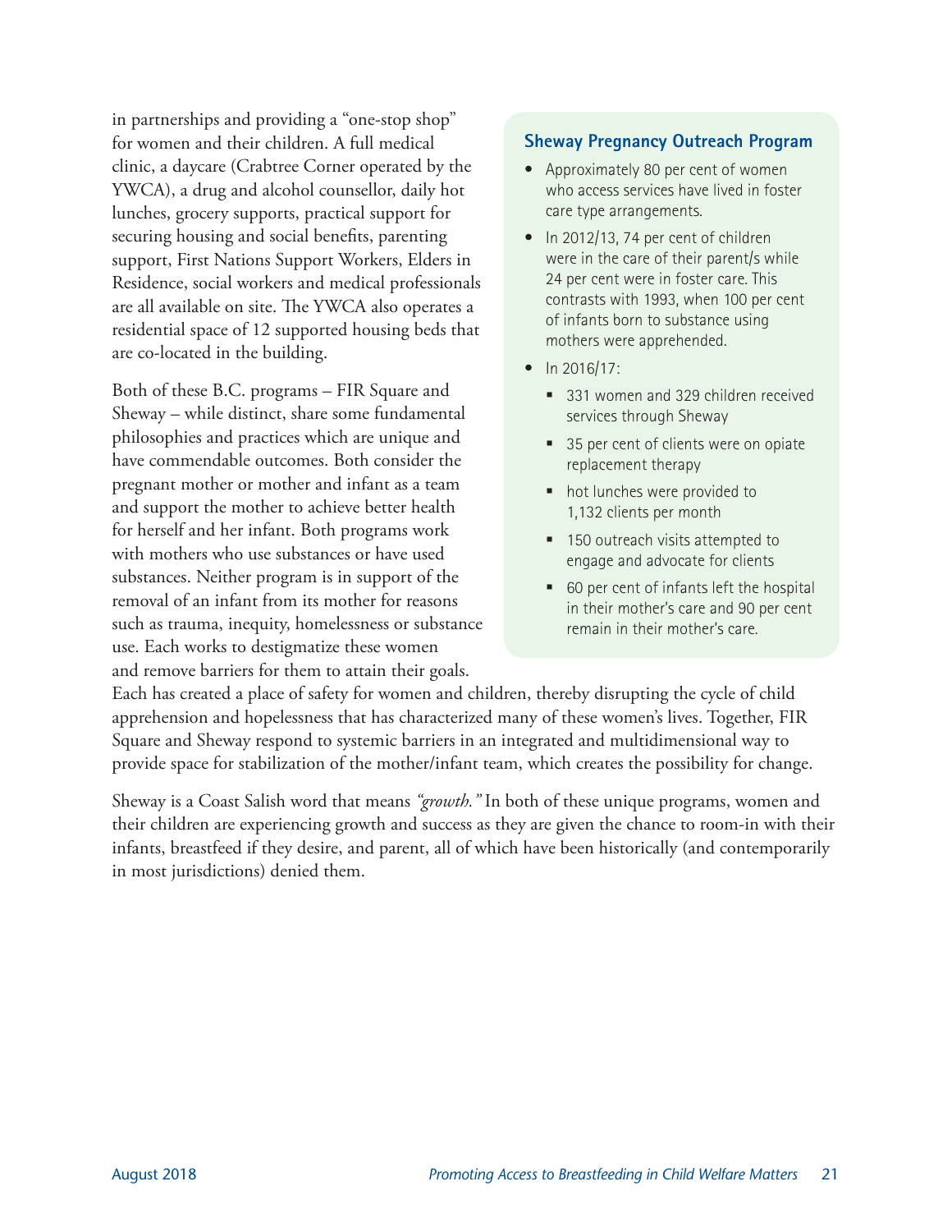in partnerships and providing a "one-stop shop" for women and their children. A full medical clinic, a daycare (Crabtree Corner operated by the YWCA), a drug and alcohol counsellor, daily hot lunches, grocery supports, practical support for securing housing and social benefits, parenting support, First Nations Support Workers, Elders in Residence, social workers and medical professionals are all available on site. The YWCA also operates a residential space of 12 supported housing beds that are co-located in the building.

Both of these B.C. programs – FIR Square and Sheway – while distinct, share some fundamental philosophies and practices which are unique and have commendable outcomes. Both consider the pregnant mother or mother and infant as a team and support the mother to achieve better health for herself and her infant. Both programs work with mothers who use substances or have used substances. Neither program is in support of the removal of an infant from its mother for reasons such as trauma, inequity, homelessness or substance use. Each works to destigmatize these women and remove barriers for them to attain their goals. Each has created a place of safety for women and children, thereby disrupting the cycle of child apprehension and hopelessness that has characterized many of these women's lives. Together, FIR Square and Sheway respond to systemic barriers in an integrated and multidimensional way to provide space for stabilization of the mother/infant team, which creates the possibility for change.

Sheway is a Coast Salish word that means *"growth."* In both of these unique programs, women and their children are experiencing growth and success as they are given the chance to room-in with their infants, breastfeed if they desire, and parent, all of which have been historically (and contemporarily in most jurisdictions) denied them.

### Sheway Pregnancy Outreach Program

- Approximately 80 per cent of women who access services have lived in foster care type arrangements.
- In 2012/13, 74 per cent of children were in the care of their parent/s while 24 per cent were in foster care. This contrasts with 1993, when 100 per cent of infants born to substance using mothers were apprehended.
- In 2016/17:
  - 331 women and 329 children received services through Sheway
  - 35 per cent of clients were on opiate replacement therapy
  - hot lunches were provided to 1,132 clients per month
  - 150 outreach visits attempted to engage and advocate for clients
  - 60 per cent of infants left the hospital in their mother's care and 90 per cent remain in their mother's care.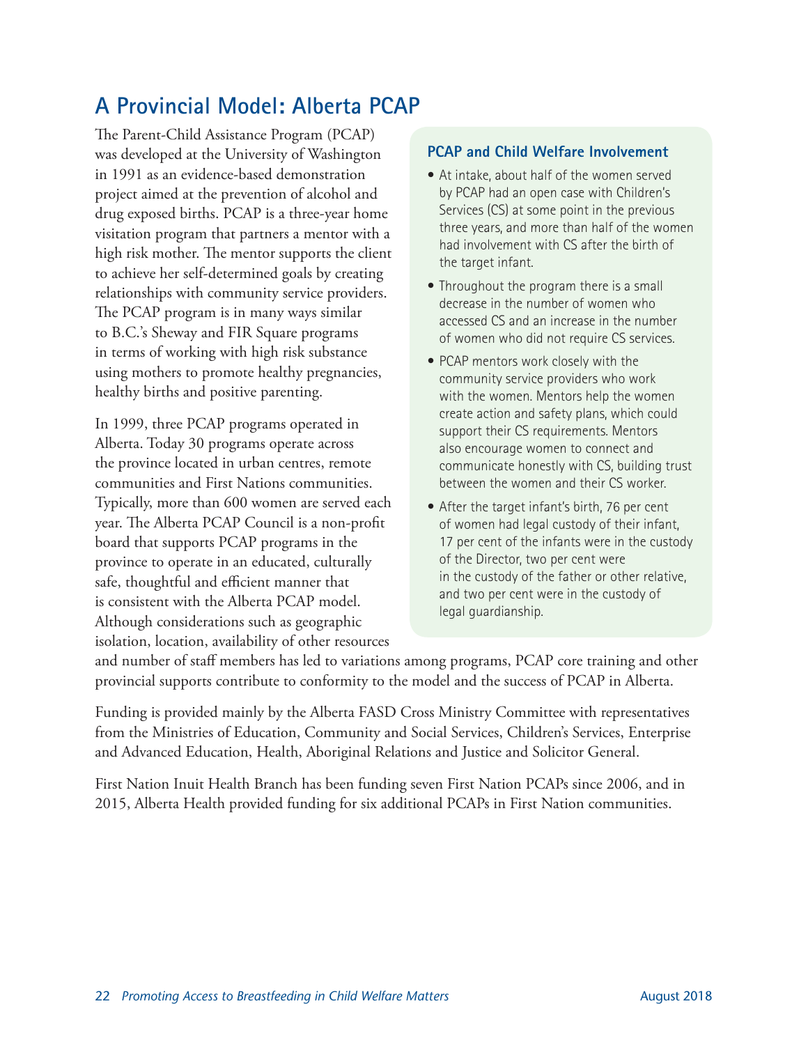## A Provincial Model: Alberta PCAP

The Parent-Child Assistance Program (PCAP) was developed at the University of Washington in 1991 as an evidence-based demonstration project aimed at the prevention of alcohol and drug exposed births. PCAP is a three-year home visitation program that partners a mentor with a high risk mother. The mentor supports the client to achieve her self-determined goals by creating relationships with community service providers. The PCAP program is in many ways similar to B.C.'s Sheway and FIR Square programs in terms of working with high risk substance using mothers to promote healthy pregnancies, healthy births and positive parenting.

In 1999, three PCAP programs operated in Alberta. Today 30 programs operate across the province located in urban centres, remote communities and First Nations communities. Typically, more than 600 women are served each year. The Alberta PCAP Council is a non-profit board that supports PCAP programs in the province to operate in an educated, culturally safe, thoughtful and efficient manner that is consistent with the Alberta PCAP model. Although considerations such as geographic isolation, location, availability of other resources and number of staff members has led to variations among programs, PCAP core training and other provincial supports contribute to conformity to the model and the success of PCAP in Alberta.

Funding is provided mainly by the Alberta FASD Cross Ministry Committee with representatives from the Ministries of Education, Community and Social Services, Children's Services, Enterprise and Advanced Education, Health, Aboriginal Relations and Justice and Solicitor General.

First Nation Inuit Health Branch has been funding seven First Nation PCAPs since 2006, and in 2015, Alberta Health provided funding for six additional PCAPs in First Nation communities.

### PCAP and Child Welfare Involvement

- At intake, about half of the women served by PCAP had an open case with Children's Services (CS) at some point in the previous three years, and more than half of the women had involvement with CS after the birth of the target infant.
- Throughout the program there is a small decrease in the number of women who accessed CS and an increase in the number of women who did not require CS services.
- PCAP mentors work closely with the community service providers who work with the women. Mentors help the women create action and safety plans, which could support their CS requirements. Mentors also encourage women to connect and communicate honestly with CS, building trust between the women and their CS worker.
- After the target infant's birth, 76 per cent of women had legal custody of their infant, 17 per cent of the infants were in the custody of the Director, two per cent were in the custody of the father or other relative, and two per cent were in the custody of legal guardianship.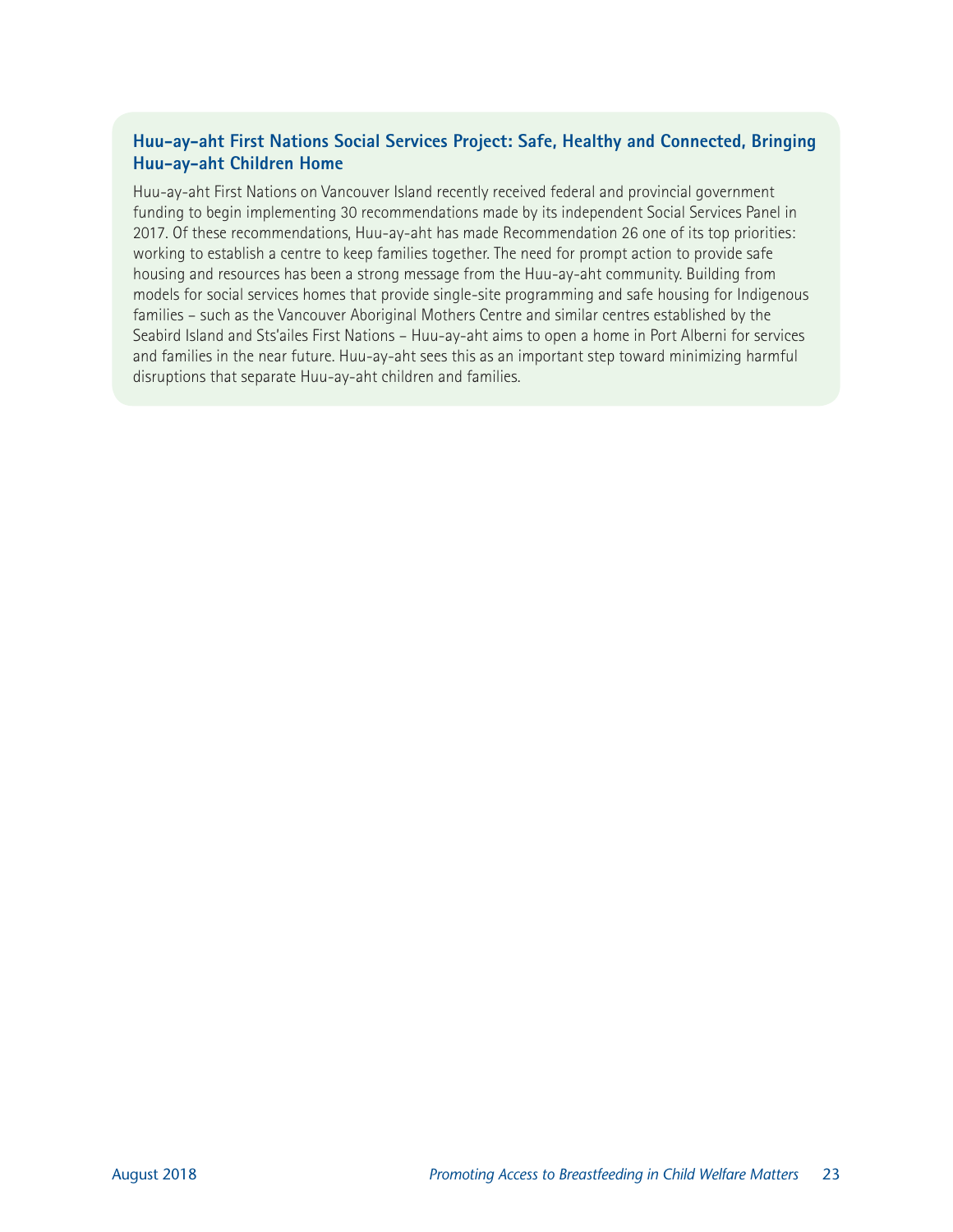**Huu-ay-aht First Nations Social Services Project: Safe, Healthy and Connected, Bringing Huu-ay-aht Children Home**

Huu-ay-aht First Nations on Vancouver Island recently received federal and provincial government funding to begin implementing 30 recommendations made by its independent Social Services Panel in 2017. Of these recommendations, Huu-ay-aht has made Recommendation 26 one of its top priorities: working to establish a centre to keep families together. The need for prompt action to provide safe housing and resources has been a strong message from the Huu-ay-aht community. Building from models for social services homes that provide single-site programming and safe housing for Indigenous families – such as the Vancouver Aboriginal Mothers Centre and similar centres established by the Seabird Island and Sts'ailes First Nations – Huu-ay-aht aims to open a home in Port Alberni for services and families in the near future. Huu-ay-aht sees this as an important step toward minimizing harmful disruptions that separate Huu-ay-aht children and families.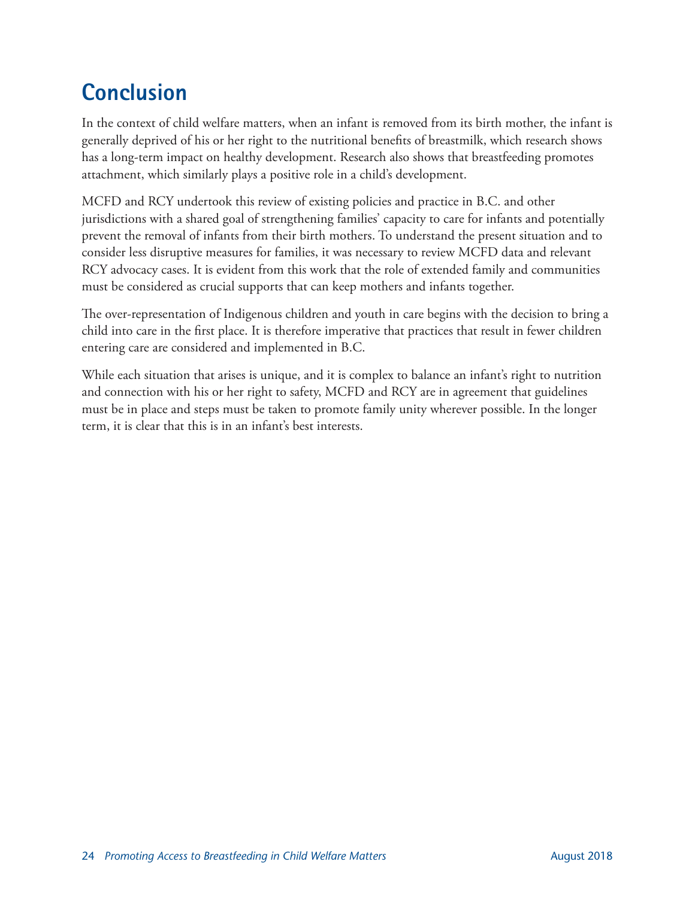# Conclusion

In the context of child welfare matters, when an infant is removed from its birth mother, the infant is generally deprived of his or her right to the nutritional benefits of breastmilk, which research shows has a long-term impact on healthy development. Research also shows that breastfeeding promotes attachment, which similarly plays a positive role in a child's development.

MCFD and RCY undertook this review of existing policies and practice in B.C. and other jurisdictions with a shared goal of strengthening families' capacity to care for infants and potentially prevent the removal of infants from their birth mothers. To understand the present situation and to consider less disruptive measures for families, it was necessary to review MCFD data and relevant RCY advocacy cases. It is evident from this work that the role of extended family and communities must be considered as crucial supports that can keep mothers and infants together.

The over-representation of Indigenous children and youth in care begins with the decision to bring a child into care in the first place. It is therefore imperative that practices that result in fewer children entering care are considered and implemented in B.C.

While each situation that arises is unique, and it is complex to balance an infant's right to nutrition and connection with his or her right to safety, MCFD and RCY are in agreement that guidelines must be in place and steps must be taken to promote family unity wherever possible. In the longer term, it is clear that this is in an infant's best interests.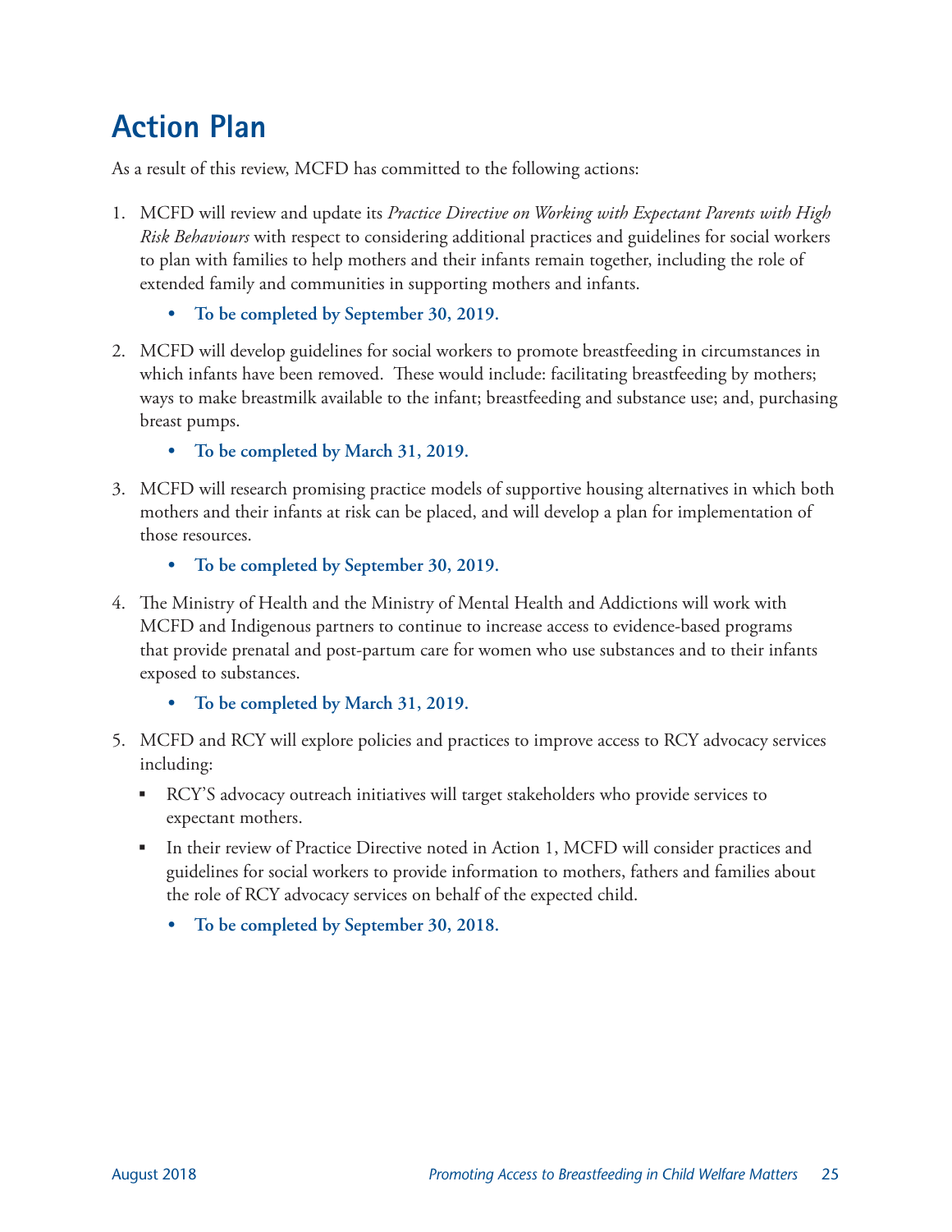# Action Plan

As a result of this review, MCFD has committed to the following actions:

1. MCFD will review and update its *Practice Directive on Working with Expectant Parents with High Risk Behaviours* with respect to considering additional practices and guidelines for social workers to plan with families to help mothers and their infants remain together, including the role of extended family and communities in supporting mothers and infants.

   - **To be completed by September 30, 2019.**

2. MCFD will develop guidelines for social workers to promote breastfeeding in circumstances in which infants have been removed. These would include: facilitating breastfeeding by mothers; ways to make breastmilk available to the infant; breastfeeding and substance use; and, purchasing breast pumps.

   - **To be completed by March 31, 2019.**

3. MCFD will research promising practice models of supportive housing alternatives in which both mothers and their infants at risk can be placed, and will develop a plan for implementation of those resources.

   - **To be completed by September 30, 2019.**

4. The Ministry of Health and the Ministry of Mental Health and Addictions will work with MCFD and Indigenous partners to continue to increase access to evidence-based programs that provide prenatal and post-partum care for women who use substances and to their infants exposed to substances.

   - **To be completed by March 31, 2019.**

5. MCFD and RCY will explore policies and practices to improve access to RCY advocacy services including:

   - RCY'S advocacy outreach initiatives will target stakeholders who provide services to expectant mothers.
   - In their review of Practice Directive noted in Action 1, MCFD will consider practices and guidelines for social workers to provide information to mothers, fathers and families about the role of RCY advocacy services on behalf of the expected child.

     - **To be completed by September 30, 2018.**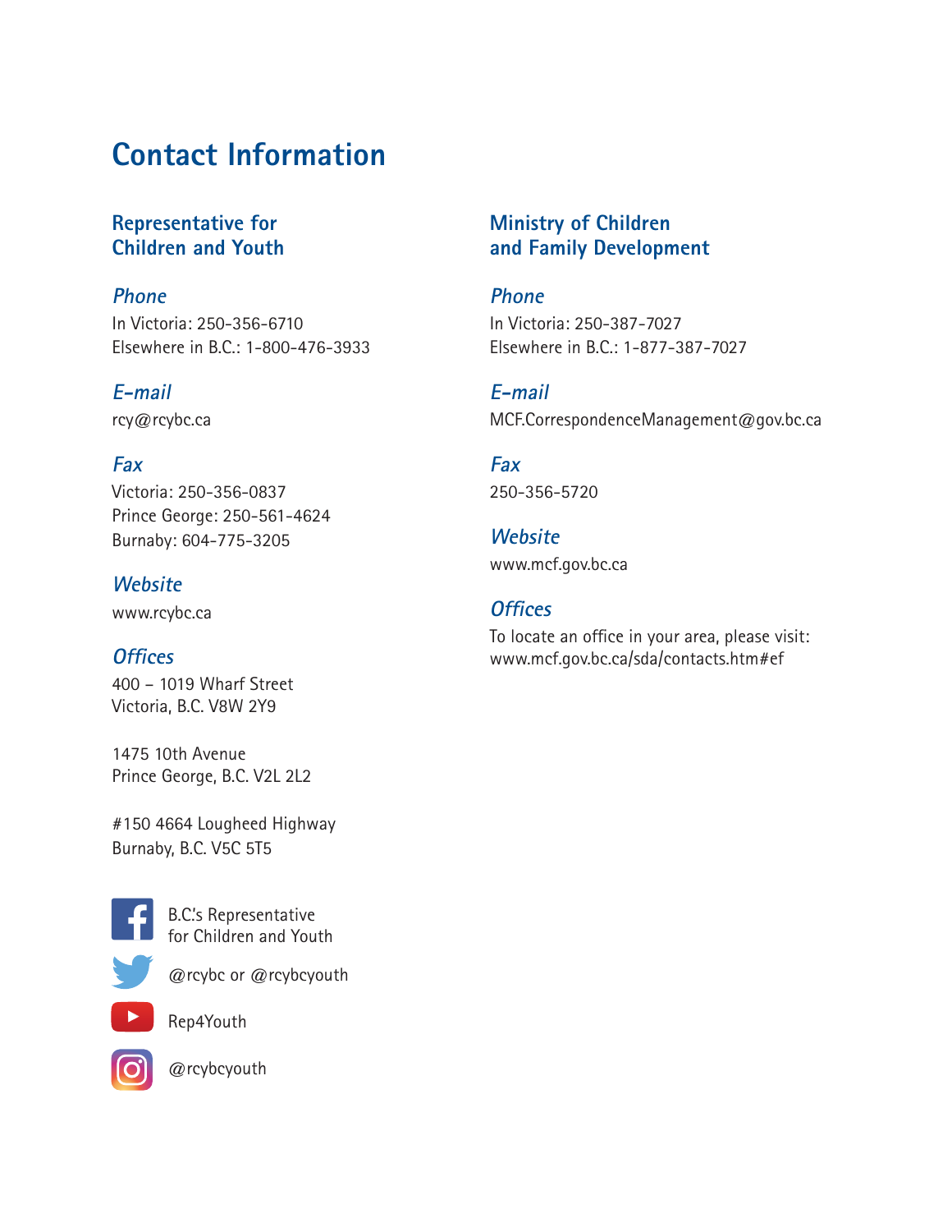# Contact Information

## Representative for Children and Youth

### *Phone*

In Victoria: 250-356-6710
Elsewhere in B.C.: 1-800-476-3933

### *E-mail*

rcy@rcybc.ca

### *Fax*

Victoria: 250-356-0837
Prince George: 250-561-4624
Burnaby: 604-775-3205

### *Website*

www.rcybc.ca

### *Offices*

400 – 1019 Wharf Street
Victoria, B.C. V8W 2Y9

1475 10th Avenue
Prince George, B.C. V2L 2L2

#150 4664 Lougheed Highway
Burnaby, B.C. V5C 5T5

B.C.'s Representative for Children and Youth

@rcybc or @rcybcyouth

Rep4Youth

@rcybcyouth

## Ministry of Children and Family Development

### *Phone*

In Victoria: 250-387-7027
Elsewhere in B.C.: 1-877-387-7027

### *E-mail*

MCF.CorrespondenceManagement@gov.bc.ca

### *Fax*

250-356-5720

### *Website*

www.mcf.gov.bc.ca

### *Offices*

To locate an office in your area, please visit:
www.mcf.gov.bc.ca/sda/contacts.htm#ef